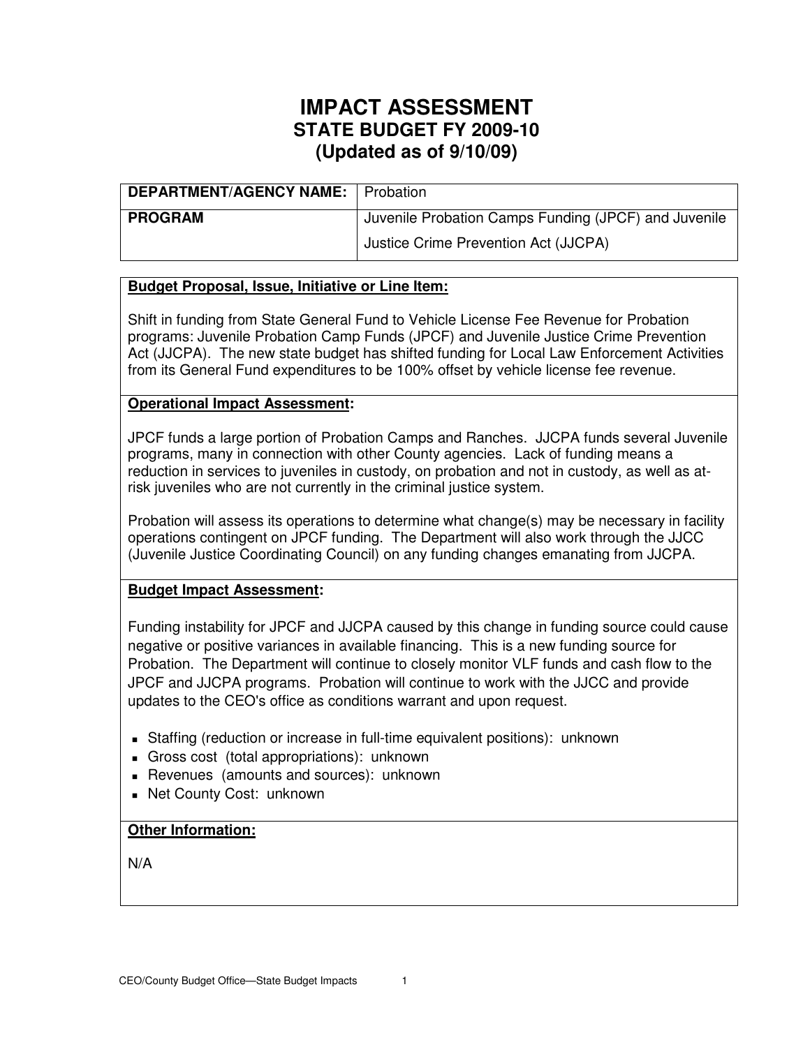# IMPACT ASSESSMENT
## STATE BUDGET FY 2009-10
## (Updated as of 9/10/09)

| **DEPARTMENT/AGENCY NAME:** | Probation |
|---|---|
| **PROGRAM** | Juvenile Probation Camps Funding (JPCF) and Juvenile Justice Crime Prevention Act (JJCPA) |

**Budget Proposal, Issue, Initiative or Line Item:**

Shift in funding from State General Fund to Vehicle License Fee Revenue for Probation programs: Juvenile Probation Camp Funds (JPCF) and Juvenile Justice Crime Prevention Act (JJCPA). The new state budget has shifted funding for Local Law Enforcement Activities from its General Fund expenditures to be 100% offset by vehicle license fee revenue.

**Operational Impact Assessment:**

JPCF funds a large portion of Probation Camps and Ranches. JJCPA funds several Juvenile programs, many in connection with other County agencies. Lack of funding means a reduction in services to juveniles in custody, on probation and not in custody, as well as at-risk juveniles who are not currently in the criminal justice system.

Probation will assess its operations to determine what change(s) may be necessary in facility operations contingent on JPCF funding. The Department will also work through the JJCC (Juvenile Justice Coordinating Council) on any funding changes emanating from JJCPA.

**Budget Impact Assessment:**

Funding instability for JPCF and JJCPA caused by this change in funding source could cause negative or positive variances in available financing. This is a new funding source for Probation. The Department will continue to closely monitor VLF funds and cash flow to the JPCF and JJCPA programs. Probation will continue to work with the JJCC and provide updates to the CEO's office as conditions warrant and upon request.

- Staffing (reduction or increase in full-time equivalent positions): unknown
- Gross cost (total appropriations): unknown
- Revenues (amounts and sources): unknown
- Net County Cost: unknown

**Other Information:**

N/A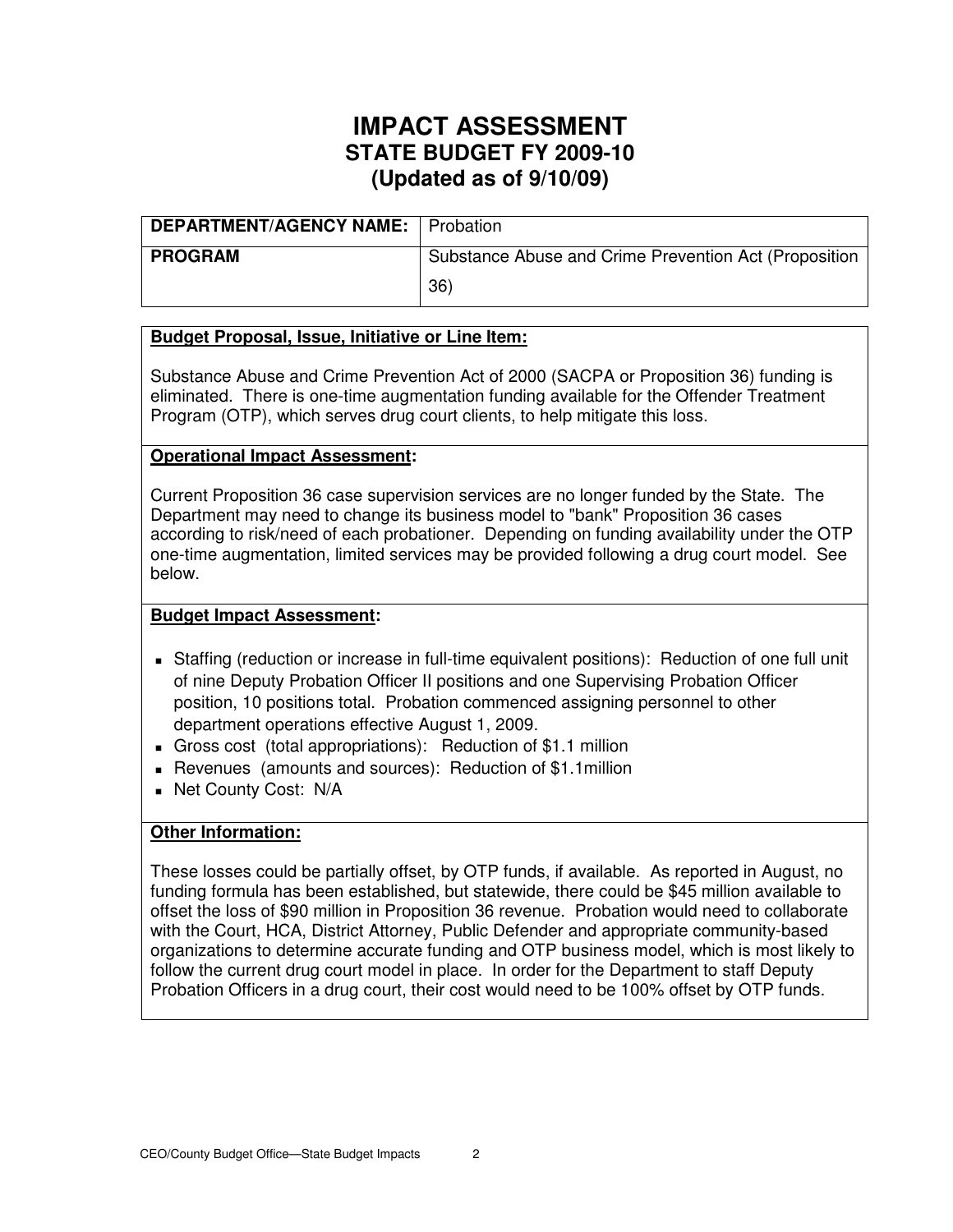# IMPACT ASSESSMENT
## STATE BUDGET FY 2009-10
## (Updated as of 9/10/09)

| DEPARTMENT/AGENCY NAME: | Probation |
|---|---|
| PROGRAM | Substance Abuse and Crime Prevention Act (Proposition 36) |

**Budget Proposal, Issue, Initiative or Line Item:**

Substance Abuse and Crime Prevention Act of 2000 (SACPA or Proposition 36) funding is eliminated. There is one-time augmentation funding available for the Offender Treatment Program (OTP), which serves drug court clients, to help mitigate this loss.

**Operational Impact Assessment:**

Current Proposition 36 case supervision services are no longer funded by the State. The Department may need to change its business model to "bank" Proposition 36 cases according to risk/need of each probationer. Depending on funding availability under the OTP one-time augmentation, limited services may be provided following a drug court model. See below.

**Budget Impact Assessment:**

- Staffing (reduction or increase in full-time equivalent positions): Reduction of one full unit of nine Deputy Probation Officer II positions and one Supervising Probation Officer position, 10 positions total. Probation commenced assigning personnel to other department operations effective August 1, 2009.
- Gross cost (total appropriations): Reduction of $1.1 million
- Revenues (amounts and sources): Reduction of $1.1million
- Net County Cost: N/A

**Other Information:**

These losses could be partially offset, by OTP funds, if available. As reported in August, no funding formula has been established, but statewide, there could be $45 million available to offset the loss of $90 million in Proposition 36 revenue. Probation would need to collaborate with the Court, HCA, District Attorney, Public Defender and appropriate community-based organizations to determine accurate funding and OTP business model, which is most likely to follow the current drug court model in place. In order for the Department to staff Deputy Probation Officers in a drug court, their cost would need to be 100% offset by OTP funds.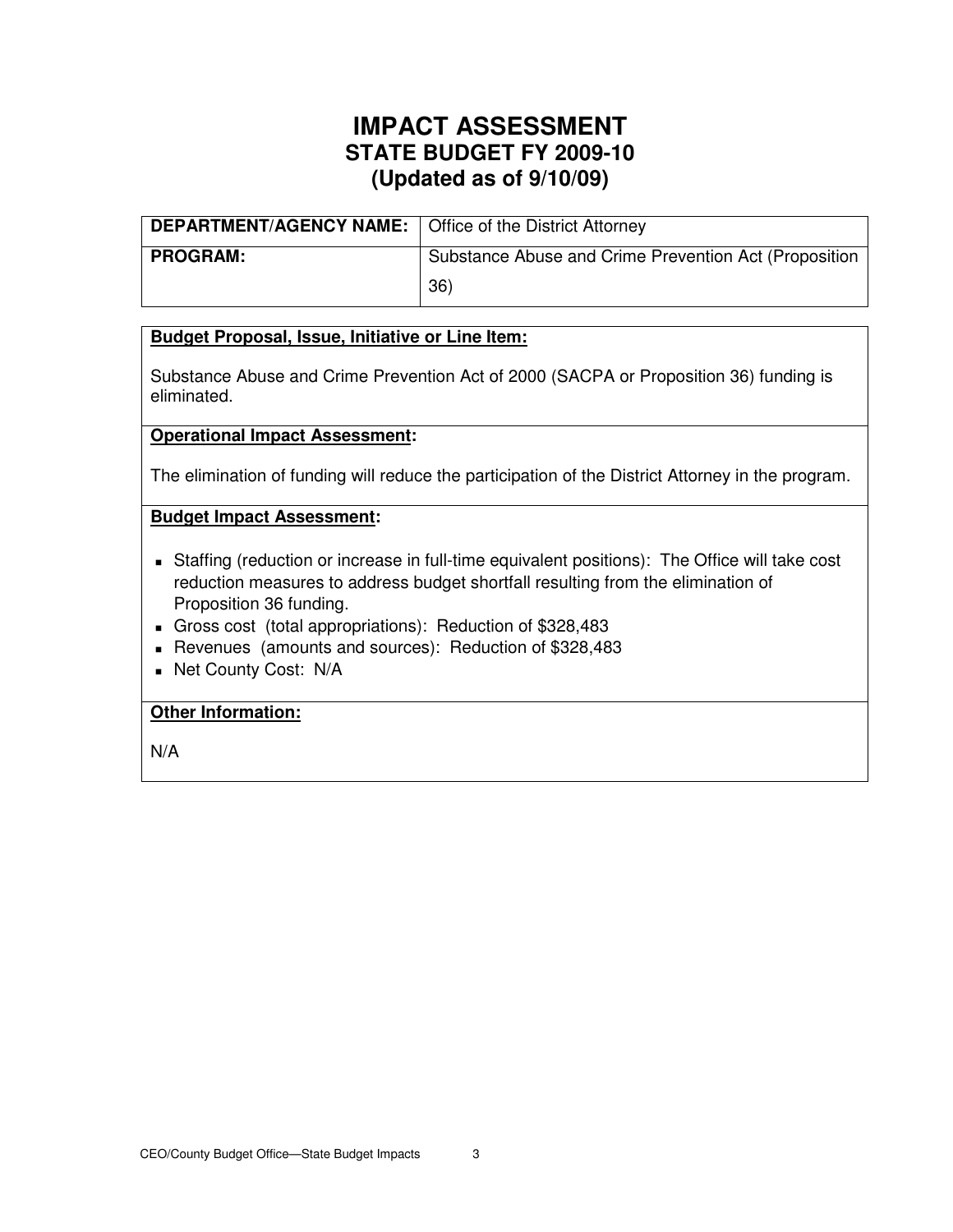# IMPACT ASSESSMENT
## STATE BUDGET FY 2009-10
## (Updated as of 9/10/09)

| **DEPARTMENT/AGENCY NAME:** | Office of the District Attorney |
|---|---|
| **PROGRAM:** | Substance Abuse and Crime Prevention Act (Proposition 36) |

**Budget Proposal, Issue, Initiative or Line Item:**

Substance Abuse and Crime Prevention Act of 2000 (SACPA or Proposition 36) funding is eliminated.

**Operational Impact Assessment:**

The elimination of funding will reduce the participation of the District Attorney in the program.

**Budget Impact Assessment:**

- Staffing (reduction or increase in full-time equivalent positions): The Office will take cost reduction measures to address budget shortfall resulting from the elimination of Proposition 36 funding.
- Gross cost (total appropriations): Reduction of $328,483
- Revenues (amounts and sources): Reduction of $328,483
- Net County Cost: N/A

**Other Information:**

N/A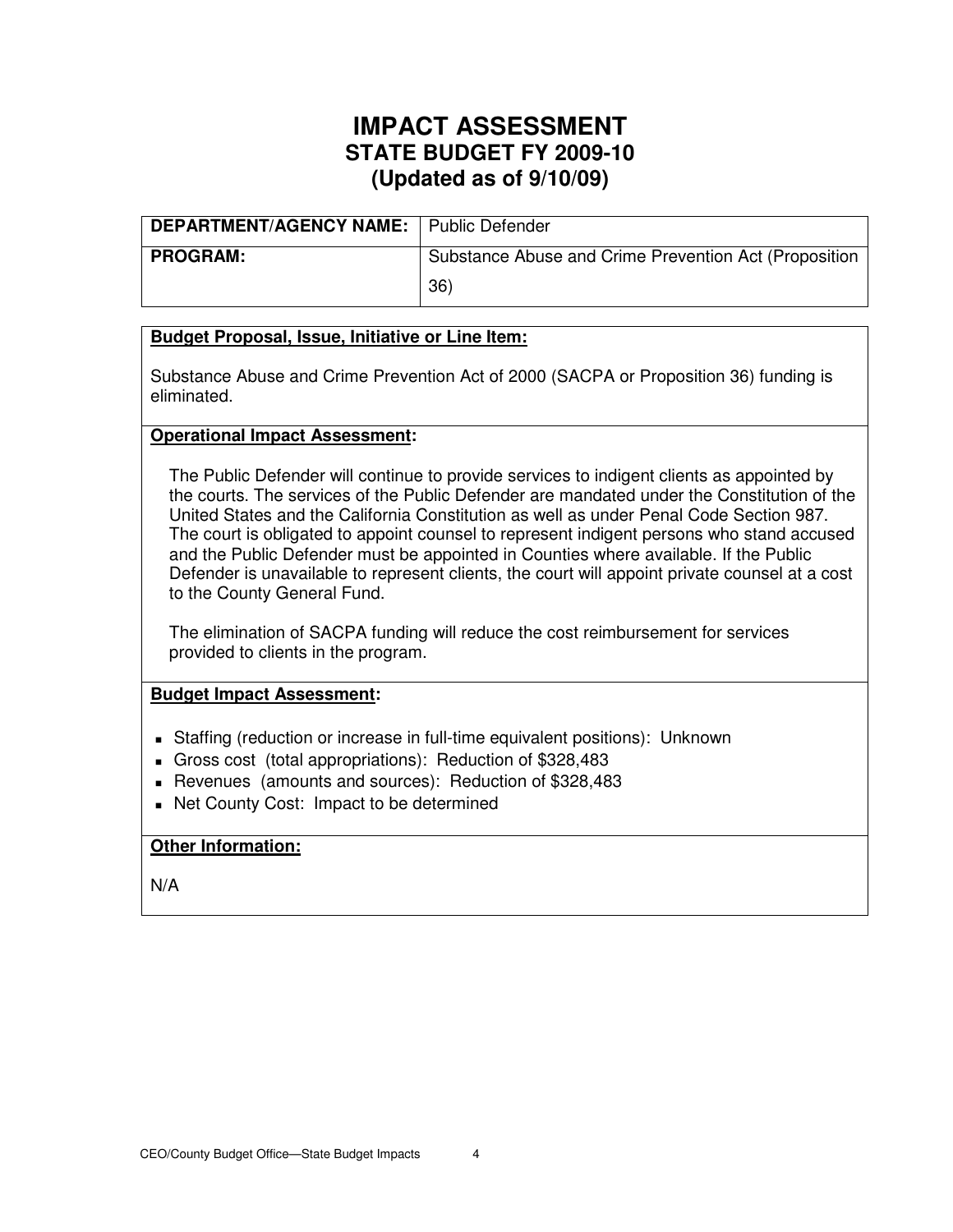# IMPACT ASSESSMENT
## STATE BUDGET FY 2009-10
## (Updated as of 9/10/09)

| **DEPARTMENT/AGENCY NAME:** | Public Defender |
|---|---|
| **PROGRAM:** | Substance Abuse and Crime Prevention Act (Proposition 36) |

**Budget Proposal, Issue, Initiative or Line Item:**

Substance Abuse and Crime Prevention Act of 2000 (SACPA or Proposition 36) funding is eliminated.

**Operational Impact Assessment:**

The Public Defender will continue to provide services to indigent clients as appointed by the courts. The services of the Public Defender are mandated under the Constitution of the United States and the California Constitution as well as under Penal Code Section 987. The court is obligated to appoint counsel to represent indigent persons who stand accused and the Public Defender must be appointed in Counties where available. If the Public Defender is unavailable to represent clients, the court will appoint private counsel at a cost to the County General Fund.

The elimination of SACPA funding will reduce the cost reimbursement for services provided to clients in the program.

**Budget Impact Assessment:**

- Staffing (reduction or increase in full-time equivalent positions): Unknown
- Gross cost (total appropriations): Reduction of $328,483
- Revenues (amounts and sources): Reduction of $328,483
- Net County Cost: Impact to be determined

**Other Information:**

N/A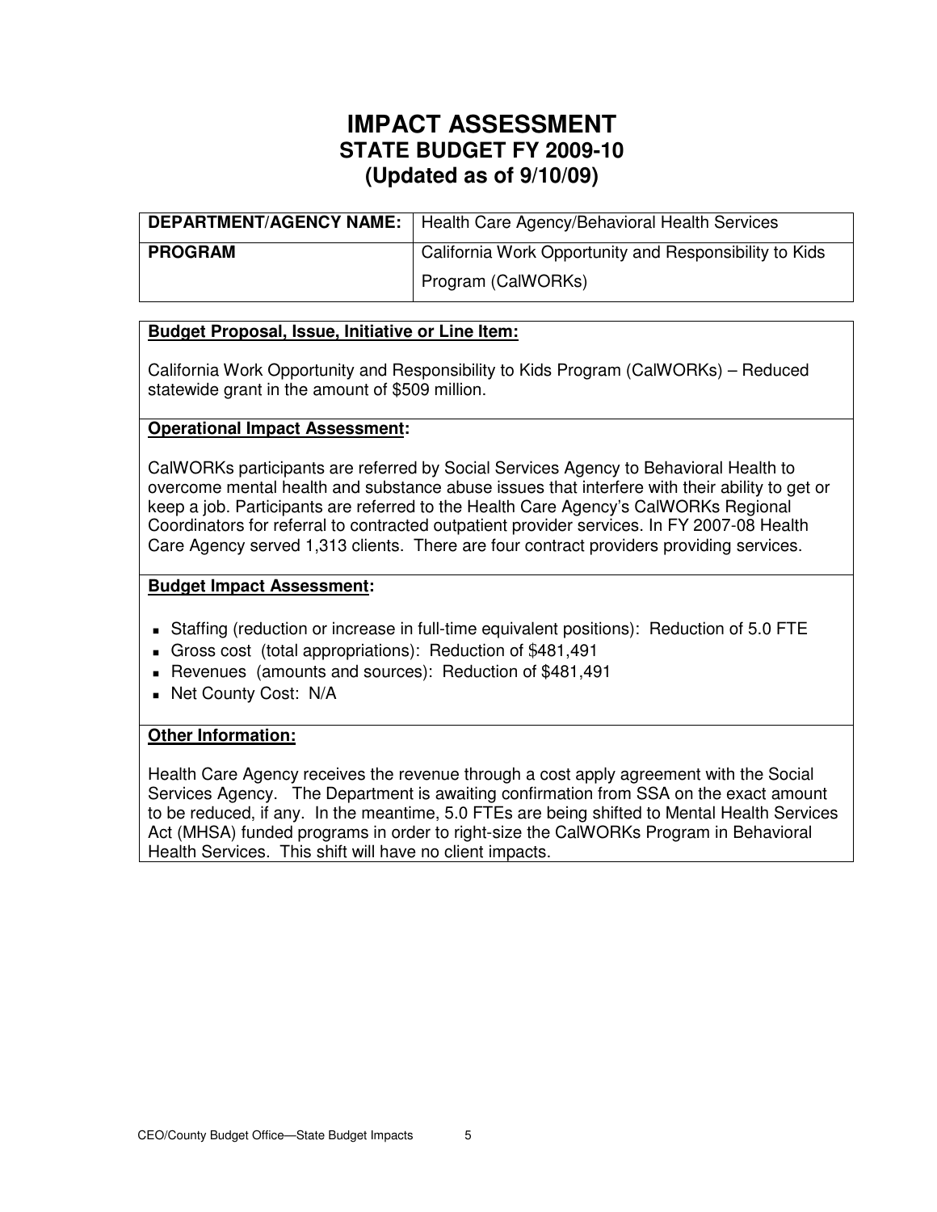# IMPACT ASSESSMENT
## STATE BUDGET FY 2009-10
## (Updated as of 9/10/09)

| **DEPARTMENT/AGENCY NAME:** | Health Care Agency/Behavioral Health Services |
|---|---|
| **PROGRAM** | California Work Opportunity and Responsibility to Kids Program (CalWORKs) |

**Budget Proposal, Issue, Initiative or Line Item:**

California Work Opportunity and Responsibility to Kids Program (CalWORKs) – Reduced statewide grant in the amount of $509 million.

**Operational Impact Assessment:**

CalWORKs participants are referred by Social Services Agency to Behavioral Health to overcome mental health and substance abuse issues that interfere with their ability to get or keep a job. Participants are referred to the Health Care Agency's CalWORKs Regional Coordinators for referral to contracted outpatient provider services. In FY 2007-08 Health Care Agency served 1,313 clients. There are four contract providers providing services.

**Budget Impact Assessment:**

- Staffing (reduction or increase in full-time equivalent positions): Reduction of 5.0 FTE
- Gross cost (total appropriations): Reduction of $481,491
- Revenues (amounts and sources): Reduction of $481,491
- Net County Cost: N/A

**Other Information:**

Health Care Agency receives the revenue through a cost apply agreement with the Social Services Agency. The Department is awaiting confirmation from SSA on the exact amount to be reduced, if any. In the meantime, 5.0 FTEs are being shifted to Mental Health Services Act (MHSA) funded programs in order to right-size the CalWORKs Program in Behavioral Health Services. This shift will have no client impacts.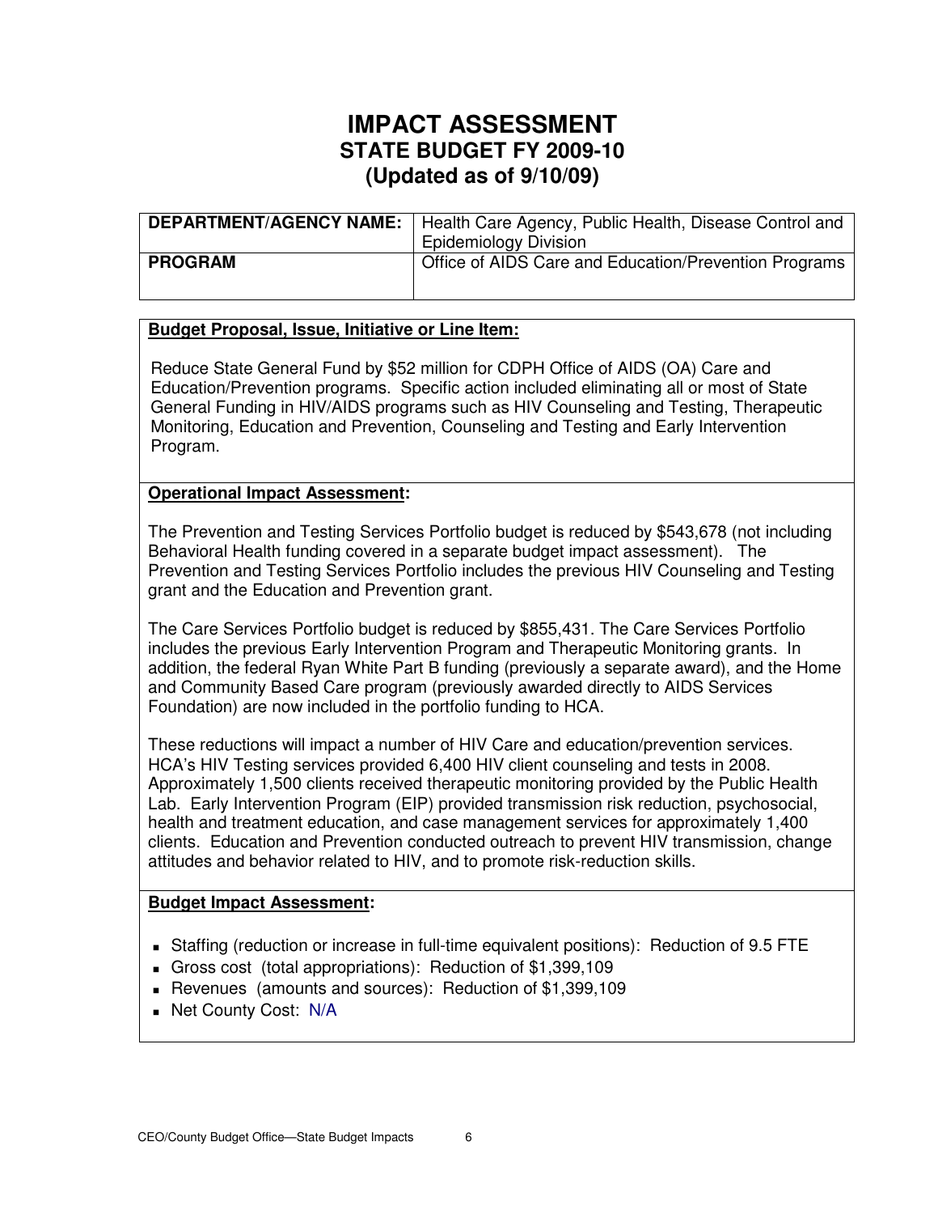# IMPACT ASSESSMENT
## STATE BUDGET FY 2009-10
## (Updated as of 9/10/09)

| **DEPARTMENT/AGENCY NAME:** | Health Care Agency, Public Health, Disease Control and Epidemiology Division |
|---|---|
| **PROGRAM** | Office of AIDS Care and Education/Prevention Programs |

**Budget Proposal, Issue, Initiative or Line Item:**

Reduce State General Fund by $52 million for CDPH Office of AIDS (OA) Care and Education/Prevention programs. Specific action included eliminating all or most of State General Funding in HIV/AIDS programs such as HIV Counseling and Testing, Therapeutic Monitoring, Education and Prevention, Counseling and Testing and Early Intervention Program.

**Operational Impact Assessment:**

The Prevention and Testing Services Portfolio budget is reduced by $543,678 (not including Behavioral Health funding covered in a separate budget impact assessment). The Prevention and Testing Services Portfolio includes the previous HIV Counseling and Testing grant and the Education and Prevention grant.

The Care Services Portfolio budget is reduced by $855,431. The Care Services Portfolio includes the previous Early Intervention Program and Therapeutic Monitoring grants. In addition, the federal Ryan White Part B funding (previously a separate award), and the Home and Community Based Care program (previously awarded directly to AIDS Services Foundation) are now included in the portfolio funding to HCA.

These reductions will impact a number of HIV Care and education/prevention services. HCA's HIV Testing services provided 6,400 HIV client counseling and tests in 2008. Approximately 1,500 clients received therapeutic monitoring provided by the Public Health Lab. Early Intervention Program (EIP) provided transmission risk reduction, psychosocial, health and treatment education, and case management services for approximately 1,400 clients. Education and Prevention conducted outreach to prevent HIV transmission, change attitudes and behavior related to HIV, and to promote risk-reduction skills.

**Budget Impact Assessment:**

- Staffing (reduction or increase in full-time equivalent positions): Reduction of 9.5 FTE
- Gross cost (total appropriations): Reduction of $1,399,109
- Revenues (amounts and sources): Reduction of $1,399,109
- Net County Cost: N/A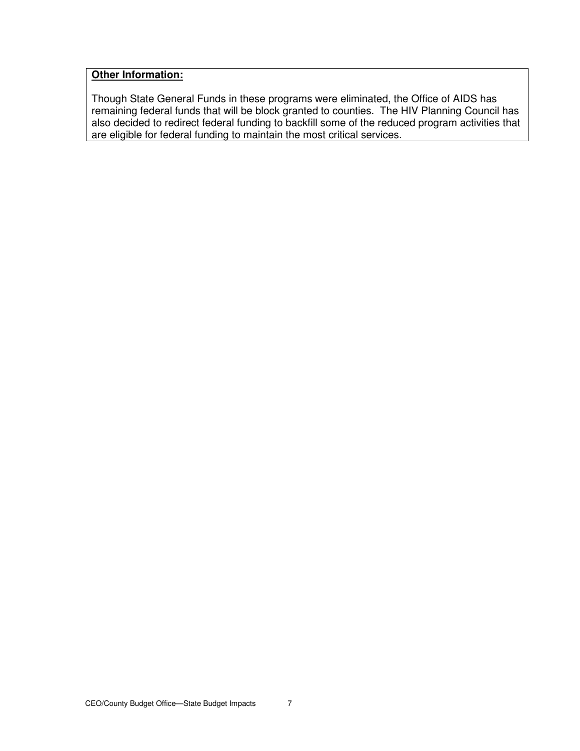**Other Information:**

Though State General Funds in these programs were eliminated, the Office of AIDS has remaining federal funds that will be block granted to counties. The HIV Planning Council has also decided to redirect federal funding to backfill some of the reduced program activities that are eligible for federal funding to maintain the most critical services.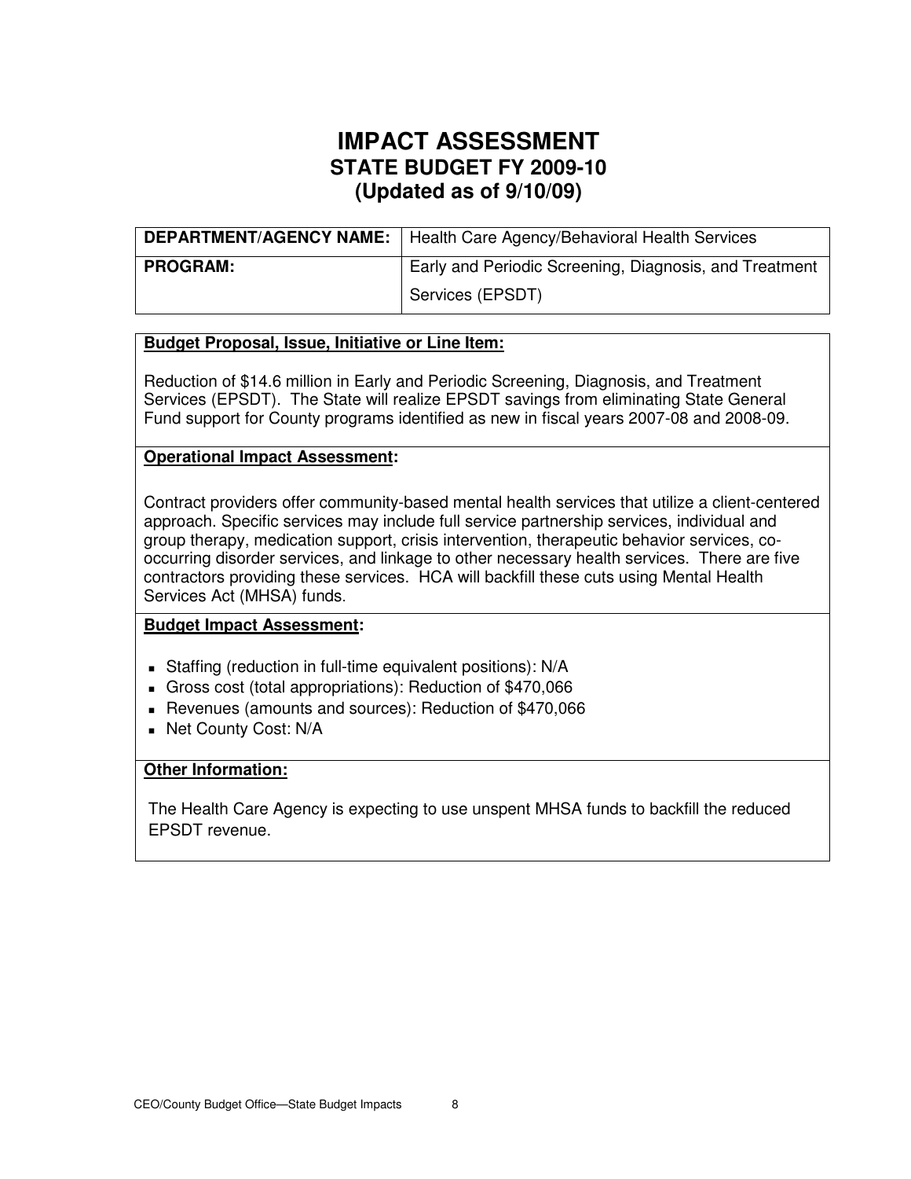# IMPACT ASSESSMENT
## STATE BUDGET FY 2009-10
## (Updated as of 9/10/09)

| **DEPARTMENT/AGENCY NAME:** | Health Care Agency/Behavioral Health Services |
|---|---|
| **PROGRAM:** | Early and Periodic Screening, Diagnosis, and Treatment Services (EPSDT) |

**Budget Proposal, Issue, Initiative or Line Item:**

Reduction of $14.6 million in Early and Periodic Screening, Diagnosis, and Treatment Services (EPSDT). The State will realize EPSDT savings from eliminating State General Fund support for County programs identified as new in fiscal years 2007-08 and 2008-09.

**Operational Impact Assessment:**

Contract providers offer community-based mental health services that utilize a client-centered approach. Specific services may include full service partnership services, individual and group therapy, medication support, crisis intervention, therapeutic behavior services, co-occurring disorder services, and linkage to other necessary health services. There are five contractors providing these services. HCA will backfill these cuts using Mental Health Services Act (MHSA) funds.

**Budget Impact Assessment:**

- Staffing (reduction in full-time equivalent positions): N/A
- Gross cost (total appropriations): Reduction of $470,066
- Revenues (amounts and sources): Reduction of $470,066
- Net County Cost: N/A

**Other Information:**

The Health Care Agency is expecting to use unspent MHSA funds to backfill the reduced EPSDT revenue.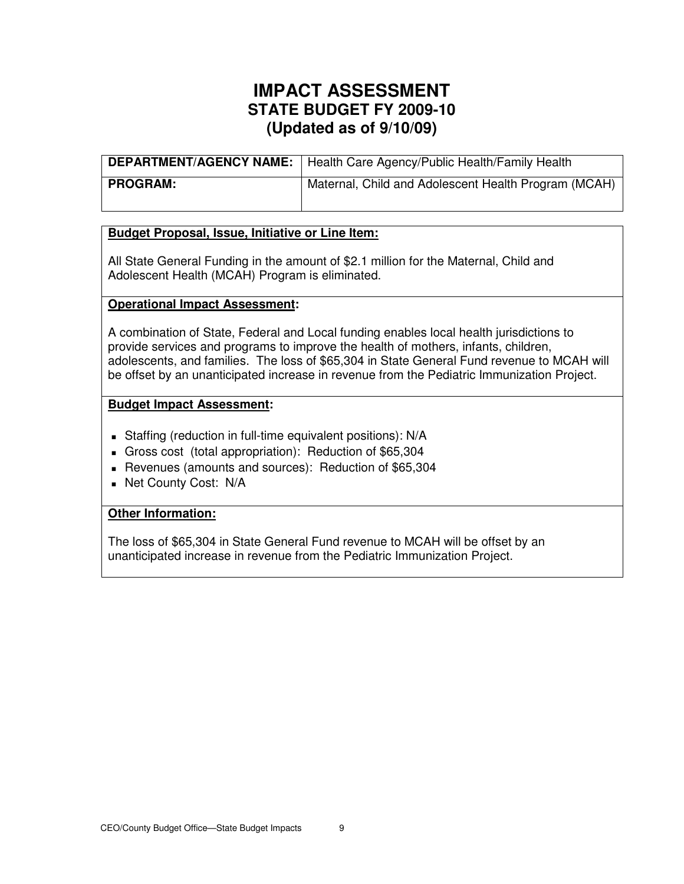# IMPACT ASSESSMENT
## STATE BUDGET FY 2009-10
## (Updated as of 9/10/09)

| **DEPARTMENT/AGENCY NAME:** | Health Care Agency/Public Health/Family Health |
|---|---|
| **PROGRAM:** | Maternal, Child and Adolescent Health Program (MCAH) |

**Budget Proposal, Issue, Initiative or Line Item:**

All State General Funding in the amount of $2.1 million for the Maternal, Child and Adolescent Health (MCAH) Program is eliminated.

**Operational Impact Assessment:**

A combination of State, Federal and Local funding enables local health jurisdictions to provide services and programs to improve the health of mothers, infants, children, adolescents, and families. The loss of $65,304 in State General Fund revenue to MCAH will be offset by an unanticipated increase in revenue from the Pediatric Immunization Project.

**Budget Impact Assessment:**

- Staffing (reduction in full-time equivalent positions): N/A
- Gross cost (total appropriation): Reduction of $65,304
- Revenues (amounts and sources): Reduction of $65,304
- Net County Cost: N/A

**Other Information:**

The loss of $65,304 in State General Fund revenue to MCAH will be offset by an unanticipated increase in revenue from the Pediatric Immunization Project.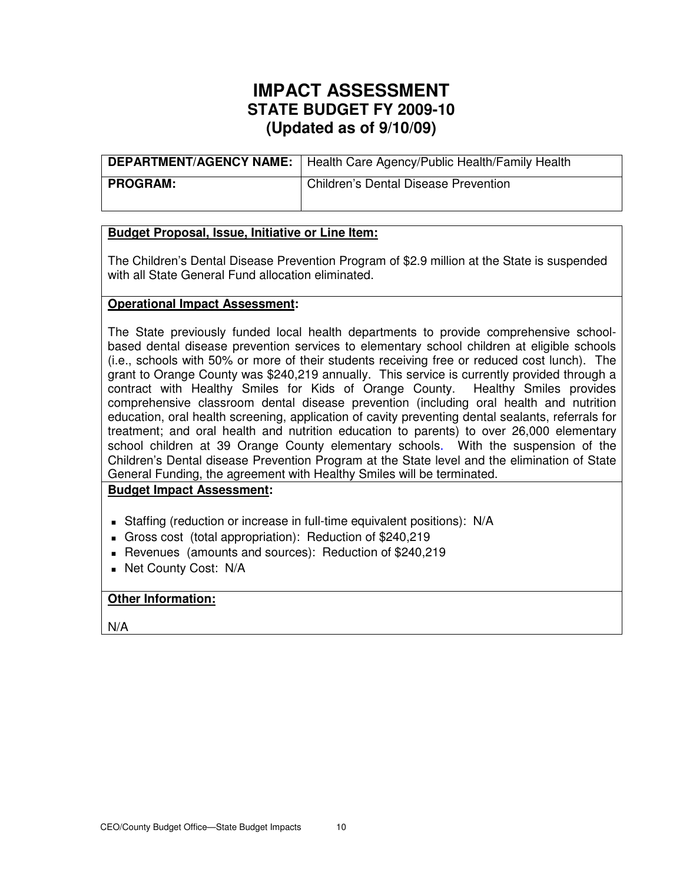# IMPACT ASSESSMENT
## STATE BUDGET FY 2009-10
## (Updated as of 9/10/09)

| **DEPARTMENT/AGENCY NAME:** | Health Care Agency/Public Health/Family Health |
|---|---|
| **PROGRAM:** | Children's Dental Disease Prevention |

**Budget Proposal, Issue, Initiative or Line Item:**

The Children's Dental Disease Prevention Program of $2.9 million at the State is suspended with all State General Fund allocation eliminated.

**Operational Impact Assessment:**

The State previously funded local health departments to provide comprehensive school-based dental disease prevention services to elementary school children at eligible schools (i.e., schools with 50% or more of their students receiving free or reduced cost lunch). The grant to Orange County was $240,219 annually. This service is currently provided through a contract with Healthy Smiles for Kids of Orange County. Healthy Smiles provides comprehensive classroom dental disease prevention (including oral health and nutrition education, oral health screening, application of cavity preventing dental sealants, referrals for treatment; and oral health and nutrition education to parents) to over 26,000 elementary school children at 39 Orange County elementary schools. With the suspension of the Children's Dental disease Prevention Program at the State level and the elimination of State General Funding, the agreement with Healthy Smiles will be terminated.

**Budget Impact Assessment:**

- Staffing (reduction or increase in full-time equivalent positions): N/A
- Gross cost (total appropriation): Reduction of $240,219
- Revenues (amounts and sources): Reduction of $240,219
- Net County Cost: N/A

**Other Information:**

N/A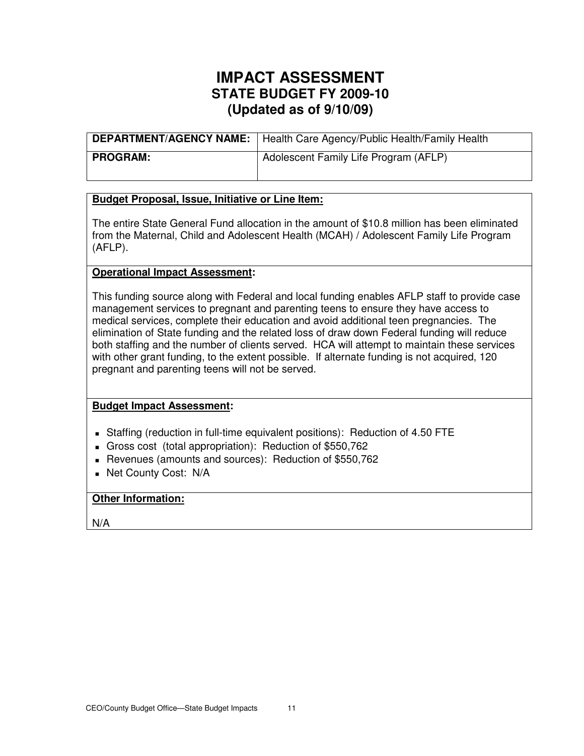# IMPACT ASSESSMENT
## STATE BUDGET FY 2009-10
## (Updated as of 9/10/09)

| **DEPARTMENT/AGENCY NAME:** | Health Care Agency/Public Health/Family Health |
|---|---|
| **PROGRAM:** | Adolescent Family Life Program (AFLP) |

**Budget Proposal, Issue, Initiative or Line Item:**

The entire State General Fund allocation in the amount of $10.8 million has been eliminated from the Maternal, Child and Adolescent Health (MCAH) / Adolescent Family Life Program (AFLP).

**Operational Impact Assessment:**

This funding source along with Federal and local funding enables AFLP staff to provide case management services to pregnant and parenting teens to ensure they have access to medical services, complete their education and avoid additional teen pregnancies. The elimination of State funding and the related loss of draw down Federal funding will reduce both staffing and the number of clients served. HCA will attempt to maintain these services with other grant funding, to the extent possible. If alternate funding is not acquired, 120 pregnant and parenting teens will not be served.

**Budget Impact Assessment:**

- Staffing (reduction in full-time equivalent positions): Reduction of 4.50 FTE
- Gross cost (total appropriation): Reduction of $550,762
- Revenues (amounts and sources): Reduction of $550,762
- Net County Cost: N/A

**Other Information:**

N/A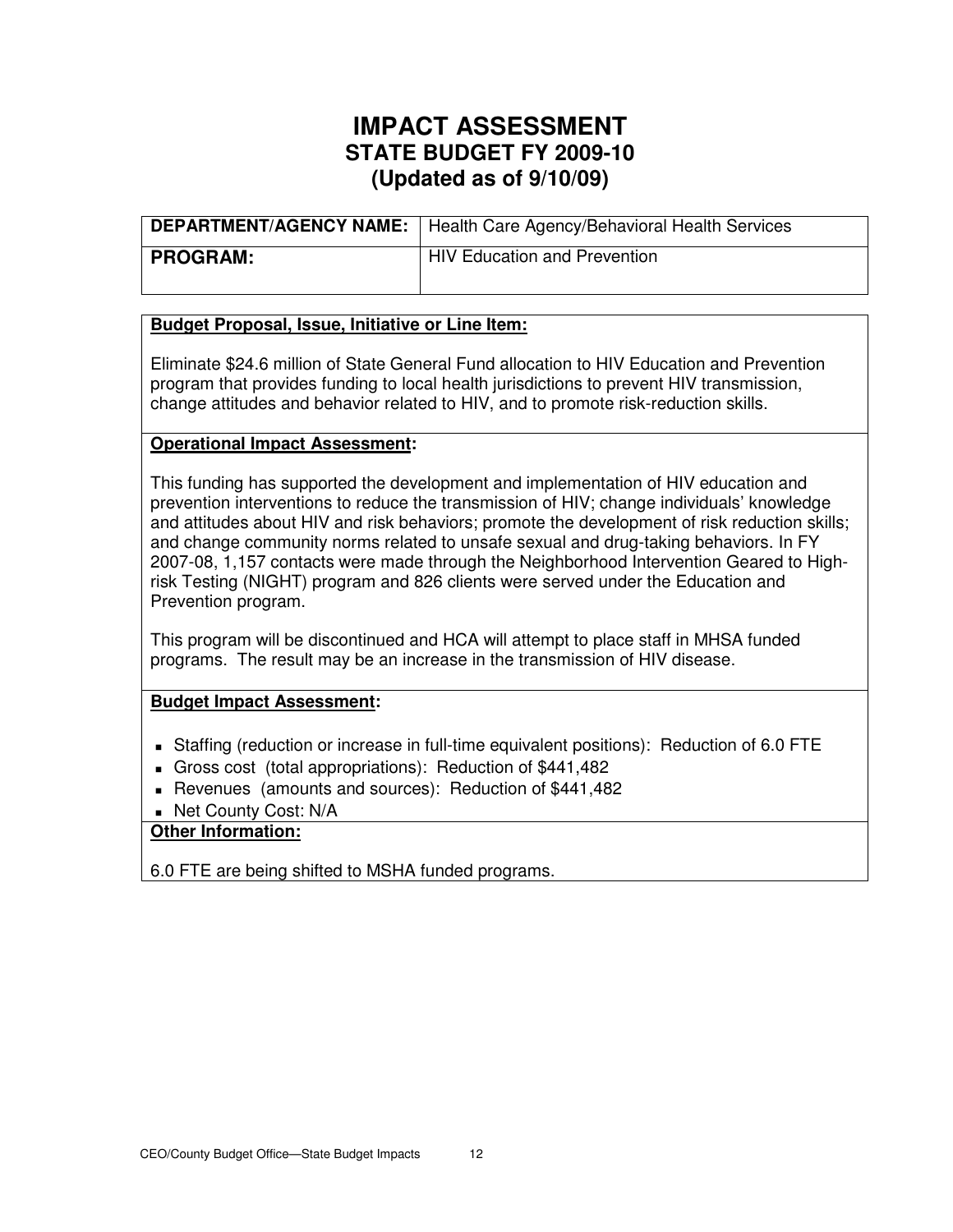# IMPACT ASSESSMENT
## STATE BUDGET FY 2009-10
## (Updated as of 9/10/09)

| **DEPARTMENT/AGENCY NAME:** | Health Care Agency/Behavioral Health Services |
|---|---|
| **PROGRAM:** | HIV Education and Prevention |

**Budget Proposal, Issue, Initiative or Line Item:**

Eliminate $24.6 million of State General Fund allocation to HIV Education and Prevention program that provides funding to local health jurisdictions to prevent HIV transmission, change attitudes and behavior related to HIV, and to promote risk-reduction skills.

**Operational Impact Assessment:**

This funding has supported the development and implementation of HIV education and prevention interventions to reduce the transmission of HIV; change individuals' knowledge and attitudes about HIV and risk behaviors; promote the development of risk reduction skills; and change community norms related to unsafe sexual and drug-taking behaviors. In FY 2007-08, 1,157 contacts were made through the Neighborhood Intervention Geared to High-risk Testing (NIGHT) program and 826 clients were served under the Education and Prevention program.

This program will be discontinued and HCA will attempt to place staff in MHSA funded programs. The result may be an increase in the transmission of HIV disease.

**Budget Impact Assessment:**

- Staffing (reduction or increase in full-time equivalent positions): Reduction of 6.0 FTE
- Gross cost (total appropriations): Reduction of $441,482
- Revenues (amounts and sources): Reduction of $441,482
- Net County Cost: N/A

**Other Information:**

6.0 FTE are being shifted to MSHA funded programs.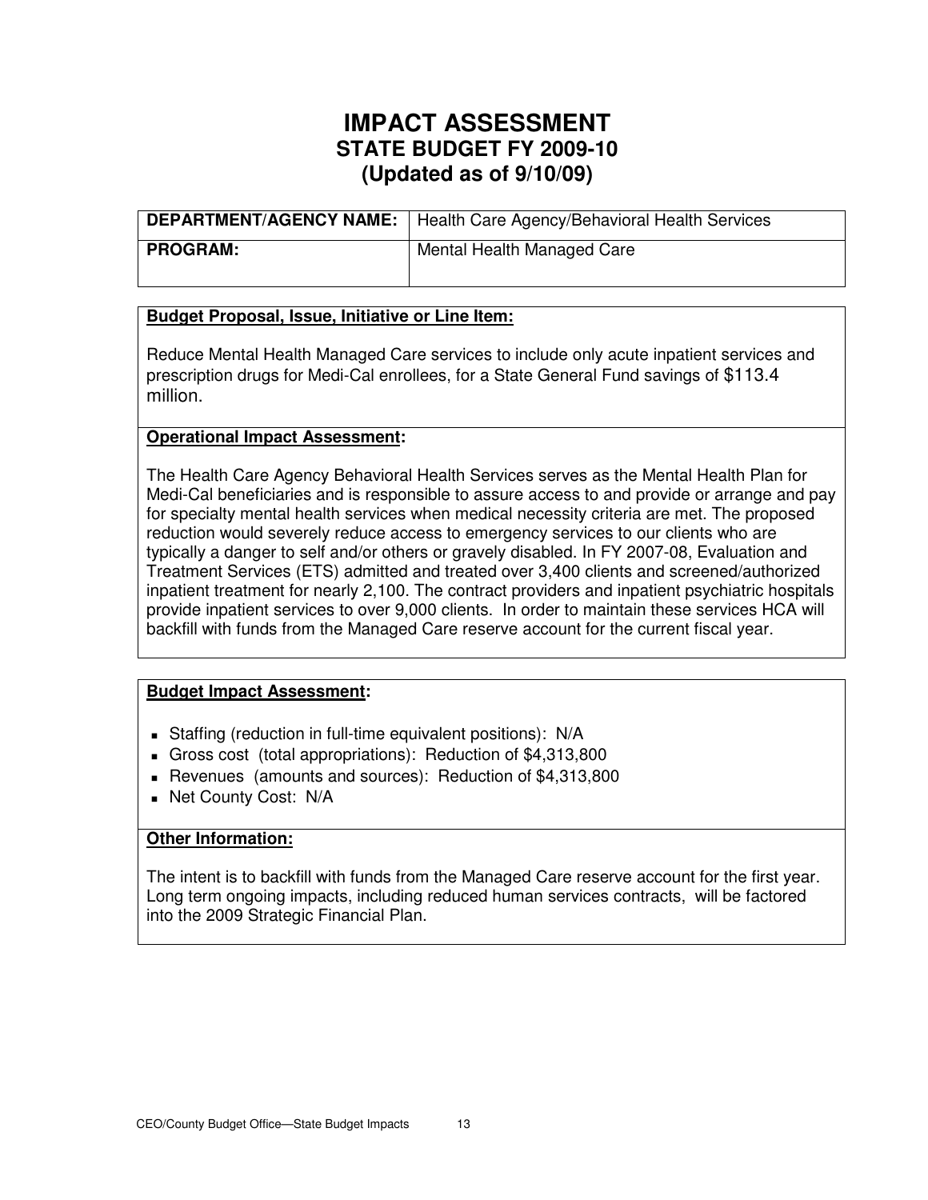# IMPACT ASSESSMENT
## STATE BUDGET FY 2009-10
## (Updated as of 9/10/09)

| **DEPARTMENT/AGENCY NAME:** | Health Care Agency/Behavioral Health Services |
|---|---|
| **PROGRAM:** | Mental Health Managed Care |

**Budget Proposal, Issue, Initiative or Line Item:**

Reduce Mental Health Managed Care services to include only acute inpatient services and prescription drugs for Medi-Cal enrollees, for a State General Fund savings of $113.4 million.

**Operational Impact Assessment:**

The Health Care Agency Behavioral Health Services serves as the Mental Health Plan for Medi-Cal beneficiaries and is responsible to assure access to and provide or arrange and pay for specialty mental health services when medical necessity criteria are met. The proposed reduction would severely reduce access to emergency services to our clients who are typically a danger to self and/or others or gravely disabled. In FY 2007-08, Evaluation and Treatment Services (ETS) admitted and treated over 3,400 clients and screened/authorized inpatient treatment for nearly 2,100. The contract providers and inpatient psychiatric hospitals provide inpatient services to over 9,000 clients. In order to maintain these services HCA will backfill with funds from the Managed Care reserve account for the current fiscal year.

**Budget Impact Assessment:**

- Staffing (reduction in full-time equivalent positions): N/A
- Gross cost (total appropriations): Reduction of $4,313,800
- Revenues (amounts and sources): Reduction of $4,313,800
- Net County Cost: N/A

**Other Information:**

The intent is to backfill with funds from the Managed Care reserve account for the first year. Long term ongoing impacts, including reduced human services contracts, will be factored into the 2009 Strategic Financial Plan.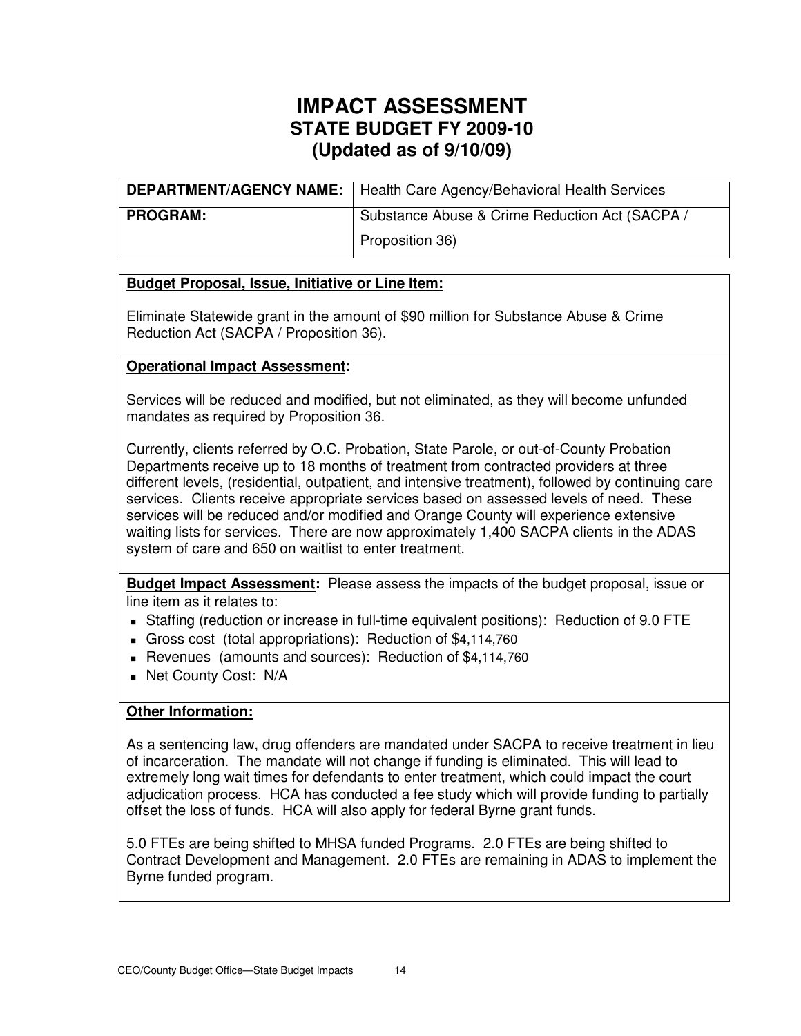# IMPACT ASSESSMENT
## STATE BUDGET FY 2009-10
## (Updated as of 9/10/09)

| **DEPARTMENT/AGENCY NAME:** | Health Care Agency/Behavioral Health Services |
|---|---|
| **PROGRAM:** | Substance Abuse & Crime Reduction Act (SACPA / Proposition 36) |

**Budget Proposal, Issue, Initiative or Line Item:**

Eliminate Statewide grant in the amount of $90 million for Substance Abuse & Crime Reduction Act (SACPA / Proposition 36).

**Operational Impact Assessment:**

Services will be reduced and modified, but not eliminated, as they will become unfunded mandates as required by Proposition 36.

Currently, clients referred by O.C. Probation, State Parole, or out-of-County Probation Departments receive up to 18 months of treatment from contracted providers at three different levels, (residential, outpatient, and intensive treatment), followed by continuing care services. Clients receive appropriate services based on assessed levels of need. These services will be reduced and/or modified and Orange County will experience extensive waiting lists for services. There are now approximately 1,400 SACPA clients in the ADAS system of care and 650 on waitlist to enter treatment.

**Budget Impact Assessment:** Please assess the impacts of the budget proposal, issue or line item as it relates to:

- Staffing (reduction or increase in full-time equivalent positions): Reduction of 9.0 FTE
- Gross cost (total appropriations): Reduction of $4,114,760
- Revenues (amounts and sources): Reduction of $4,114,760
- Net County Cost: N/A

**Other Information:**

As a sentencing law, drug offenders are mandated under SACPA to receive treatment in lieu of incarceration. The mandate will not change if funding is eliminated. This will lead to extremely long wait times for defendants to enter treatment, which could impact the court adjudication process. HCA has conducted a fee study which will provide funding to partially offset the loss of funds. HCA will also apply for federal Byrne grant funds.

5.0 FTEs are being shifted to MHSA funded Programs. 2.0 FTEs are being shifted to Contract Development and Management. 2.0 FTEs are remaining in ADAS to implement the Byrne funded program.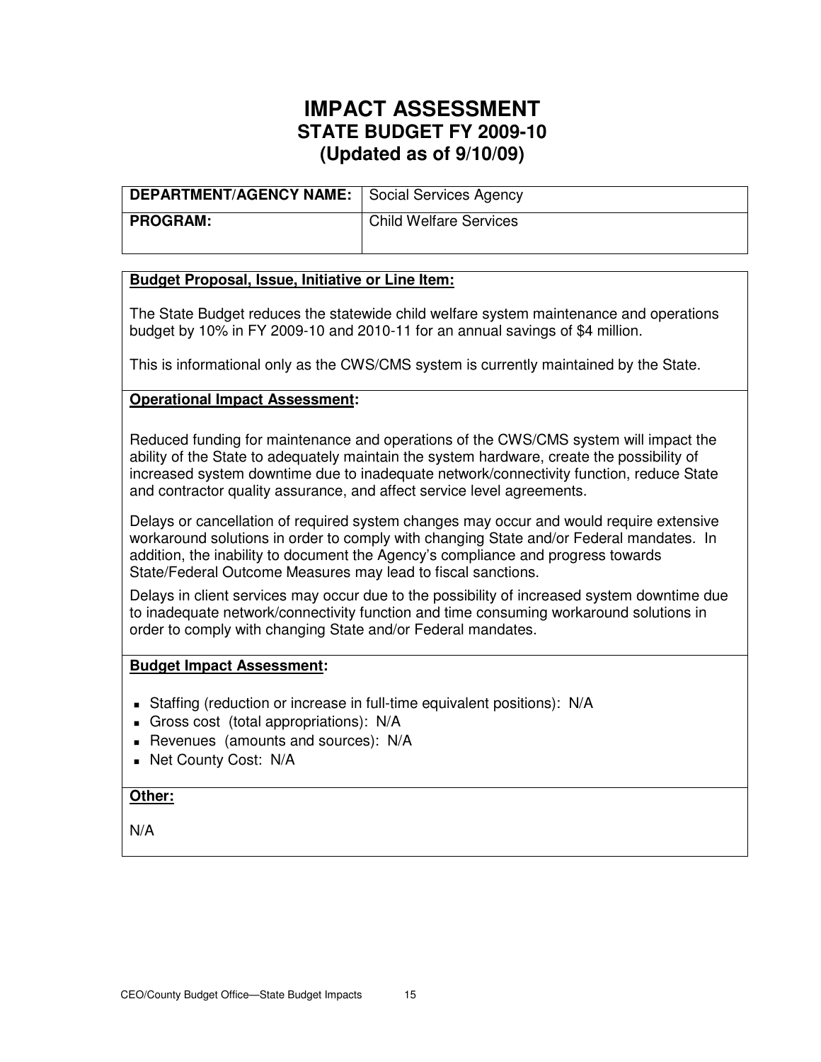# IMPACT ASSESSMENT
## STATE BUDGET FY 2009-10
## (Updated as of 9/10/09)

| DEPARTMENT/AGENCY NAME: | Social Services Agency |
|---|---|
| PROGRAM: | Child Welfare Services |

**Budget Proposal, Issue, Initiative or Line Item:**

The State Budget reduces the statewide child welfare system maintenance and operations budget by 10% in FY 2009-10 and 2010-11 for an annual savings of $4 million.

This is informational only as the CWS/CMS system is currently maintained by the State.

**Operational Impact Assessment:**

Reduced funding for maintenance and operations of the CWS/CMS system will impact the ability of the State to adequately maintain the system hardware, create the possibility of increased system downtime due to inadequate network/connectivity function, reduce State and contractor quality assurance, and affect service level agreements.

Delays or cancellation of required system changes may occur and would require extensive workaround solutions in order to comply with changing State and/or Federal mandates. In addition, the inability to document the Agency's compliance and progress towards State/Federal Outcome Measures may lead to fiscal sanctions.

Delays in client services may occur due to the possibility of increased system downtime due to inadequate network/connectivity function and time consuming workaround solutions in order to comply with changing State and/or Federal mandates.

**Budget Impact Assessment:**

- Staffing (reduction or increase in full-time equivalent positions): N/A
- Gross cost (total appropriations): N/A
- Revenues (amounts and sources): N/A
- Net County Cost: N/A

**Other:**

N/A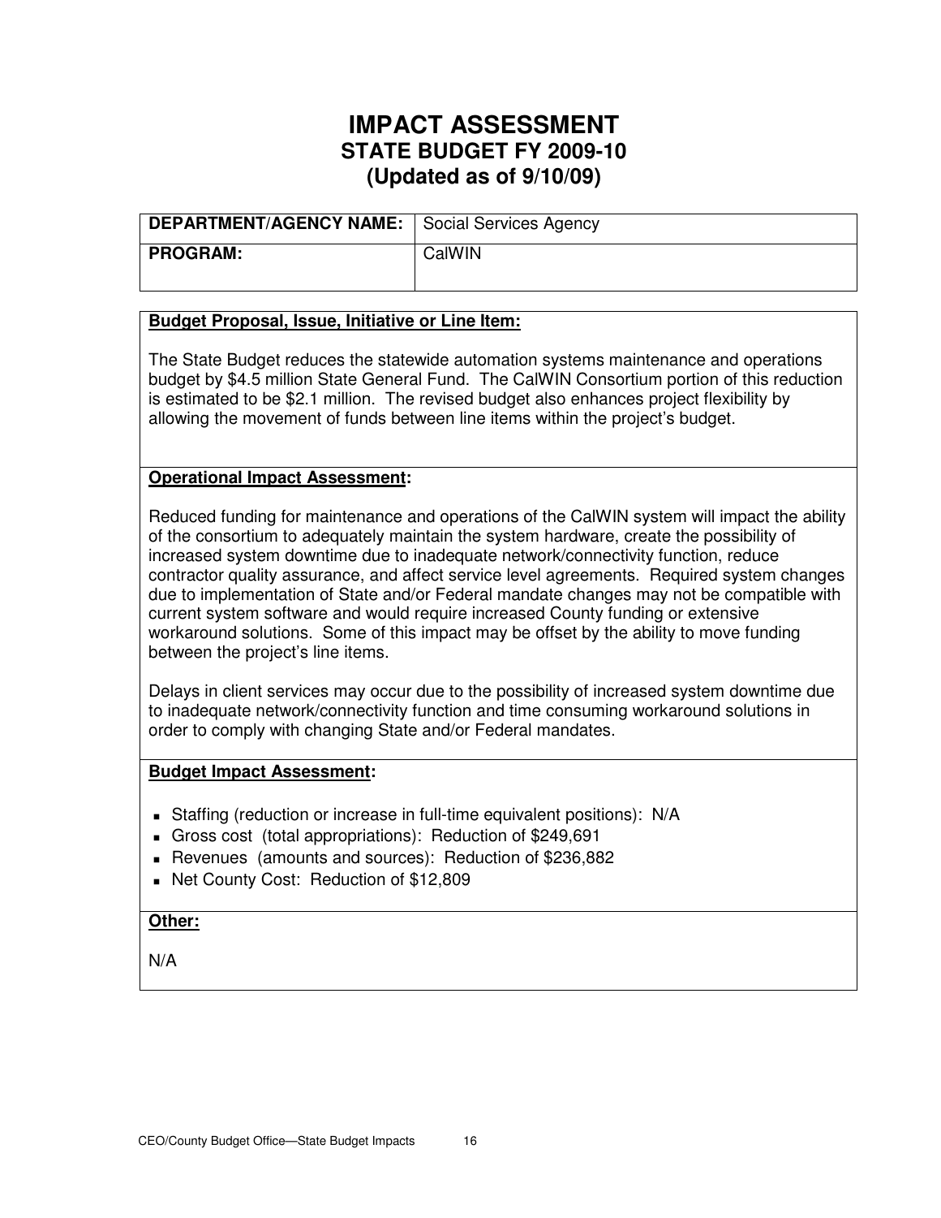# IMPACT ASSESSMENT
## STATE BUDGET FY 2009-10
## (Updated as of 9/10/09)

| **DEPARTMENT/AGENCY NAME:** | Social Services Agency |
|---|---|
| **PROGRAM:** | CalWIN |

**Budget Proposal, Issue, Initiative or Line Item:**

The State Budget reduces the statewide automation systems maintenance and operations budget by $4.5 million State General Fund. The CalWIN Consortium portion of this reduction is estimated to be $2.1 million. The revised budget also enhances project flexibility by allowing the movement of funds between line items within the project's budget.

**Operational Impact Assessment:**

Reduced funding for maintenance and operations of the CalWIN system will impact the ability of the consortium to adequately maintain the system hardware, create the possibility of increased system downtime due to inadequate network/connectivity function, reduce contractor quality assurance, and affect service level agreements. Required system changes due to implementation of State and/or Federal mandate changes may not be compatible with current system software and would require increased County funding or extensive workaround solutions. Some of this impact may be offset by the ability to move funding between the project's line items.

Delays in client services may occur due to the possibility of increased system downtime due to inadequate network/connectivity function and time consuming workaround solutions in order to comply with changing State and/or Federal mandates.

**Budget Impact Assessment:**

- Staffing (reduction or increase in full-time equivalent positions): N/A
- Gross cost (total appropriations): Reduction of $249,691
- Revenues (amounts and sources): Reduction of $236,882
- Net County Cost: Reduction of $12,809

**Other:**

N/A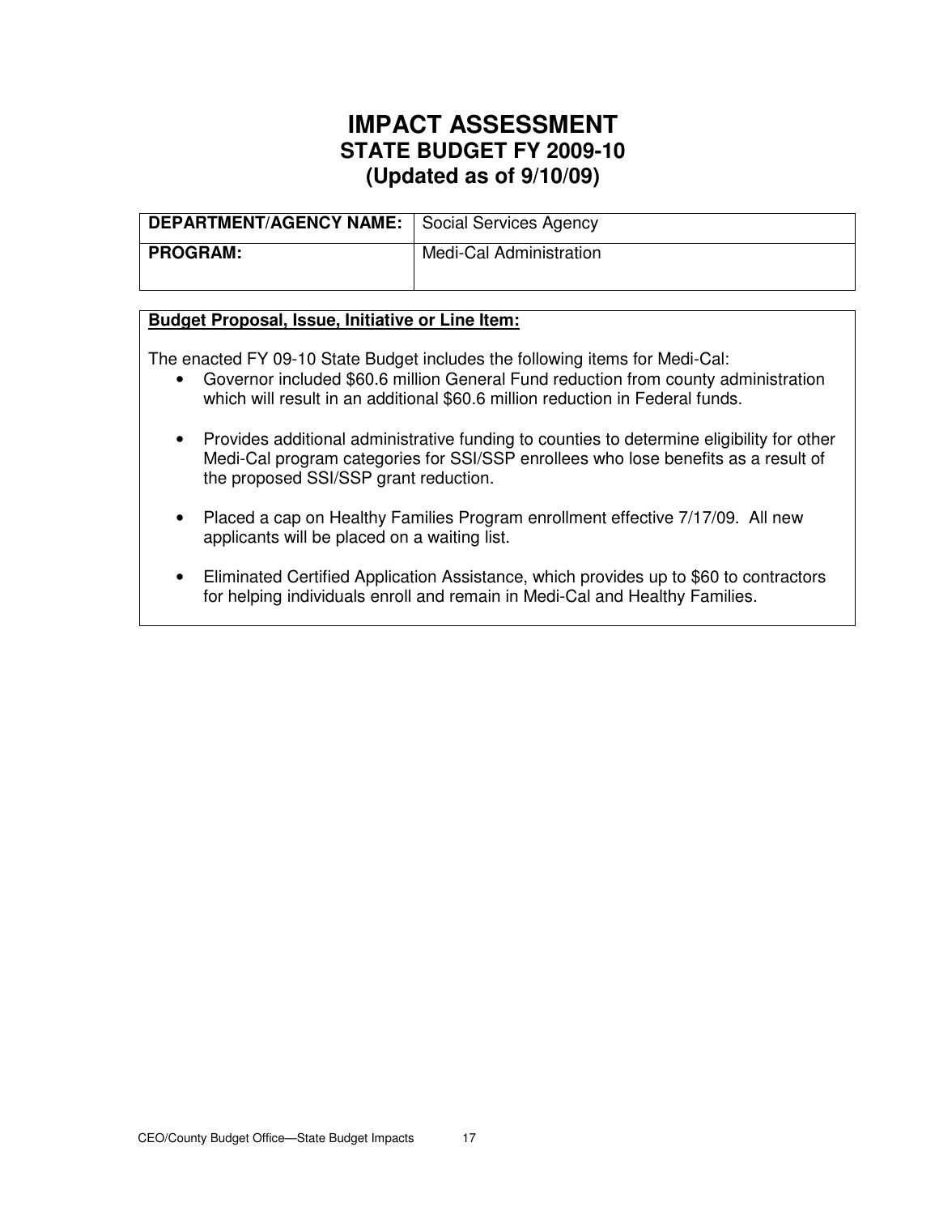# IMPACT ASSESSMENT
## STATE BUDGET FY 2009-10
## (Updated as of 9/10/09)

| **DEPARTMENT/AGENCY NAME:** | Social Services Agency |
|---|---|
| **PROGRAM:** | Medi-Cal Administration |

**Budget Proposal, Issue, Initiative or Line Item:**

The enacted FY 09-10 State Budget includes the following items for Medi-Cal:

- Governor included $60.6 million General Fund reduction from county administration which will result in an additional $60.6 million reduction in Federal funds.
- Provides additional administrative funding to counties to determine eligibility for other Medi-Cal program categories for SSI/SSP enrollees who lose benefits as a result of the proposed SSI/SSP grant reduction.
- Placed a cap on Healthy Families Program enrollment effective 7/17/09. All new applicants will be placed on a waiting list.
- Eliminated Certified Application Assistance, which provides up to $60 to contractors for helping individuals enroll and remain in Medi-Cal and Healthy Families.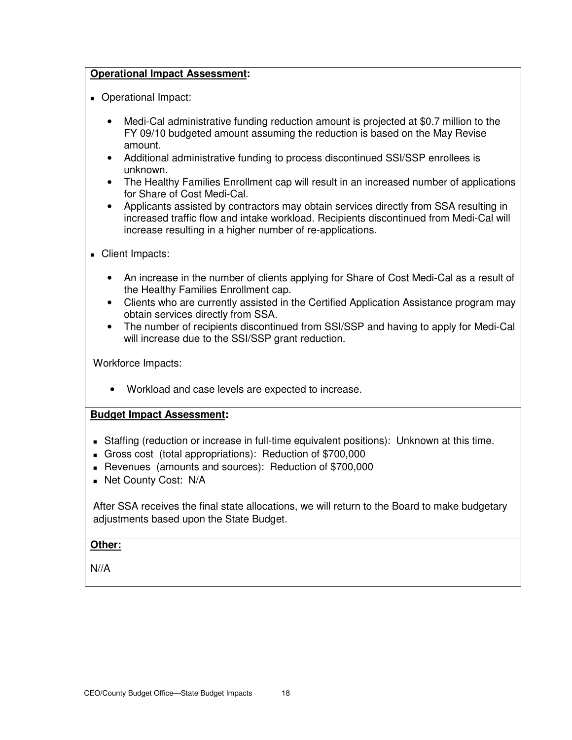**Operational Impact Assessment:**

- Operational Impact:
  - Medi-Cal administrative funding reduction amount is projected at $0.7 million to the FY 09/10 budgeted amount assuming the reduction is based on the May Revise amount.
  - Additional administrative funding to process discontinued SSI/SSP enrollees is unknown.
  - The Healthy Families Enrollment cap will result in an increased number of applications for Share of Cost Medi-Cal.
  - Applicants assisted by contractors may obtain services directly from SSA resulting in increased traffic flow and intake workload. Recipients discontinued from Medi-Cal will increase resulting in a higher number of re-applications.

- Client Impacts:
  - An increase in the number of clients applying for Share of Cost Medi-Cal as a result of the Healthy Families Enrollment cap.
  - Clients who are currently assisted in the Certified Application Assistance program may obtain services directly from SSA.
  - The number of recipients discontinued from SSI/SSP and having to apply for Medi-Cal will increase due to the SSI/SSP grant reduction.

Workforce Impacts:

- Workload and case levels are expected to increase.

**Budget Impact Assessment:**

- Staffing (reduction or increase in full-time equivalent positions): Unknown at this time.
- Gross cost (total appropriations): Reduction of $700,000
- Revenues (amounts and sources): Reduction of $700,000
- Net County Cost: N/A

After SSA receives the final state allocations, we will return to the Board to make budgetary adjustments based upon the State Budget.

**Other:**

N//A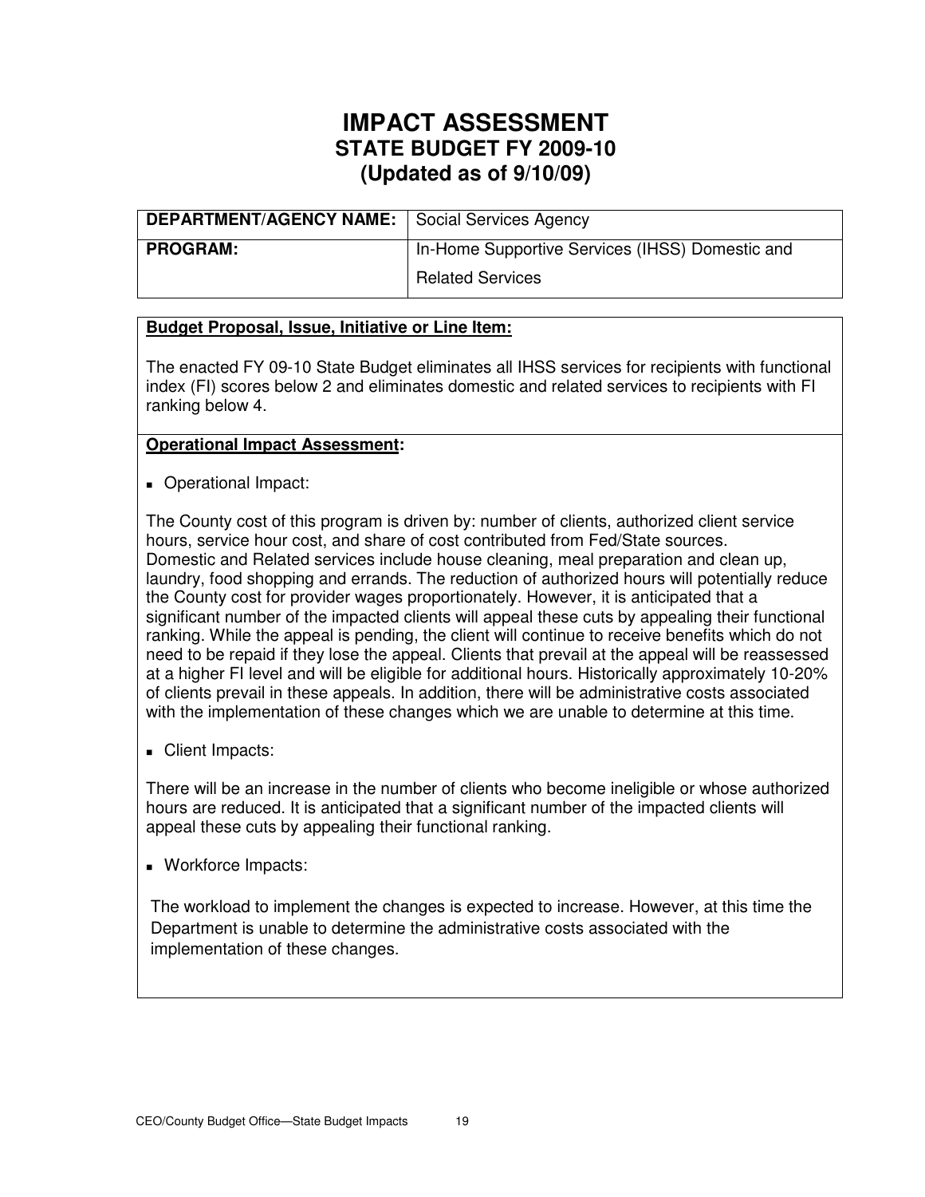# IMPACT ASSESSMENT
## STATE BUDGET FY 2009-10
## (Updated as of 9/10/09)

| **DEPARTMENT/AGENCY NAME:** | Social Services Agency |
|---|---|
| **PROGRAM:** | In-Home Supportive Services (IHSS) Domestic and Related Services |

**Budget Proposal, Issue, Initiative or Line Item:**

The enacted FY 09-10 State Budget eliminates all IHSS services for recipients with functional index (FI) scores below 2 and eliminates domestic and related services to recipients with FI ranking below 4.

**Operational Impact Assessment:**

- Operational Impact:

The County cost of this program is driven by: number of clients, authorized client service hours, service hour cost, and share of cost contributed from Fed/State sources.
Domestic and Related services include house cleaning, meal preparation and clean up, laundry, food shopping and errands. The reduction of authorized hours will potentially reduce the County cost for provider wages proportionately. However, it is anticipated that a significant number of the impacted clients will appeal these cuts by appealing their functional ranking. While the appeal is pending, the client will continue to receive benefits which do not need to be repaid if they lose the appeal. Clients that prevail at the appeal will be reassessed at a higher FI level and will be eligible for additional hours. Historically approximately 10-20% of clients prevail in these appeals. In addition, there will be administrative costs associated with the implementation of these changes which we are unable to determine at this time.

- Client Impacts:

There will be an increase in the number of clients who become ineligible or whose authorized hours are reduced. It is anticipated that a significant number of the impacted clients will appeal these cuts by appealing their functional ranking.

- Workforce Impacts:

The workload to implement the changes is expected to increase. However, at this time the Department is unable to determine the administrative costs associated with the implementation of these changes.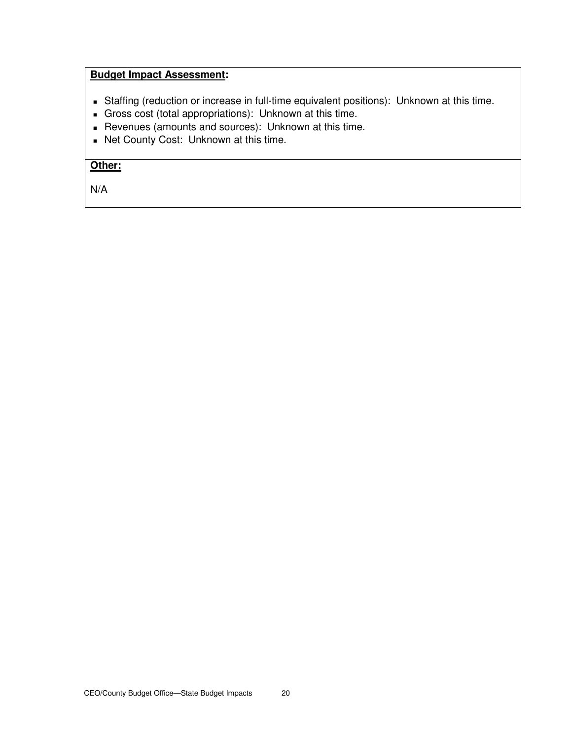**Budget Impact Assessment:**

- Staffing (reduction or increase in full-time equivalent positions): Unknown at this time.
- Gross cost (total appropriations): Unknown at this time.
- Revenues (amounts and sources): Unknown at this time.
- Net County Cost: Unknown at this time.

**Other:**

N/A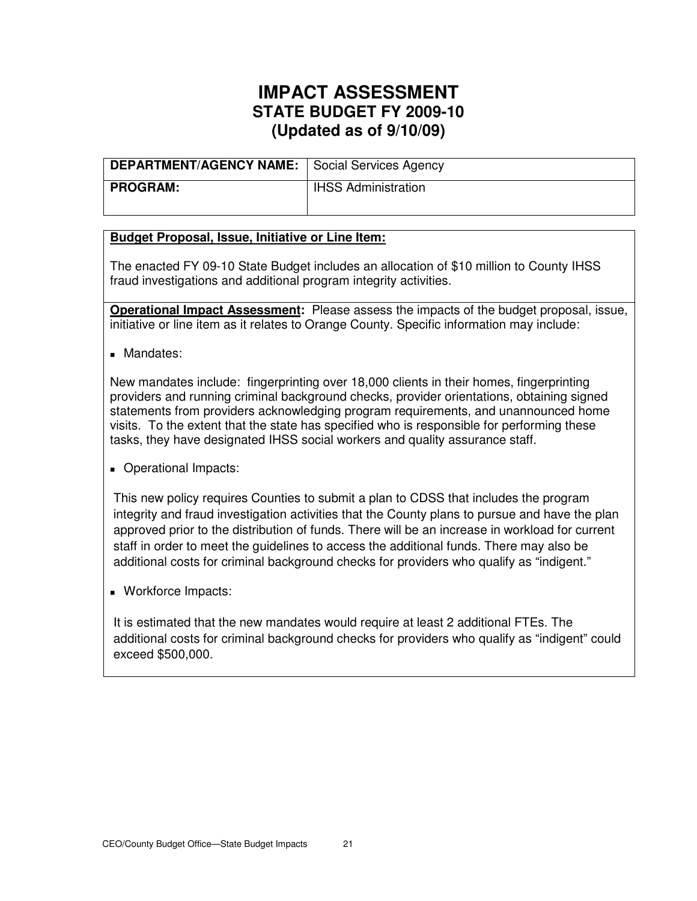# IMPACT ASSESSMENT
## STATE BUDGET FY 2009-10
## (Updated as of 9/10/09)

| **DEPARTMENT/AGENCY NAME:** | Social Services Agency |
|---|---|
| **PROGRAM:** | IHSS Administration |

**Budget Proposal, Issue, Initiative or Line Item:**

The enacted FY 09-10 State Budget includes an allocation of $10 million to County IHSS fraud investigations and additional program integrity activities.

**Operational Impact Assessment:** Please assess the impacts of the budget proposal, issue, initiative or line item as it relates to Orange County. Specific information may include:

- Mandates:

New mandates include: fingerprinting over 18,000 clients in their homes, fingerprinting providers and running criminal background checks, provider orientations, obtaining signed statements from providers acknowledging program requirements, and unannounced home visits. To the extent that the state has specified who is responsible for performing these tasks, they have designated IHSS social workers and quality assurance staff.

- Operational Impacts:

This new policy requires Counties to submit a plan to CDSS that includes the program integrity and fraud investigation activities that the County plans to pursue and have the plan approved prior to the distribution of funds. There will be an increase in workload for current staff in order to meet the guidelines to access the additional funds. There may also be additional costs for criminal background checks for providers who qualify as "indigent."

- Workforce Impacts:

It is estimated that the new mandates would require at least 2 additional FTEs. The additional costs for criminal background checks for providers who qualify as "indigent" could exceed $500,000.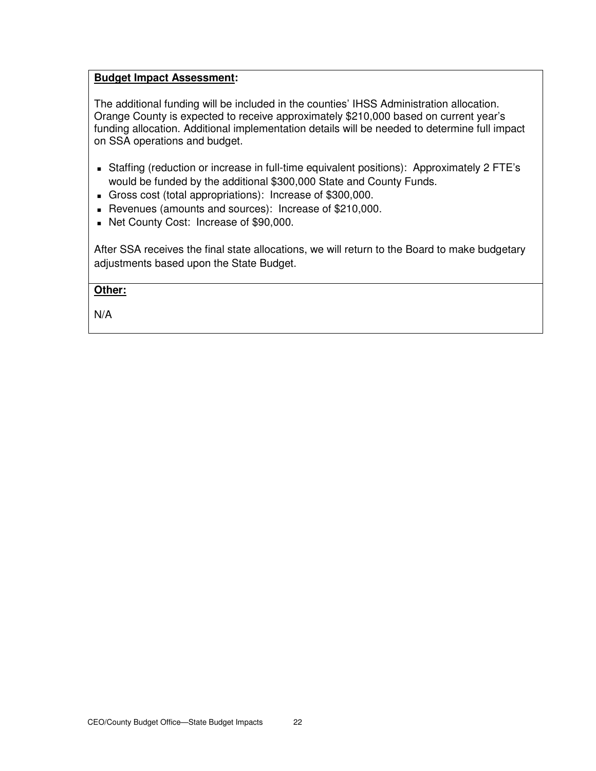**Budget Impact Assessment:**

The additional funding will be included in the counties' IHSS Administration allocation. Orange County is expected to receive approximately $210,000 based on current year's funding allocation. Additional implementation details will be needed to determine full impact on SSA operations and budget.

- Staffing (reduction or increase in full-time equivalent positions): Approximately 2 FTE's would be funded by the additional $300,000 State and County Funds.
- Gross cost (total appropriations): Increase of $300,000.
- Revenues (amounts and sources): Increase of $210,000.
- Net County Cost: Increase of $90,000.

After SSA receives the final state allocations, we will return to the Board to make budgetary adjustments based upon the State Budget.

**Other:**

N/A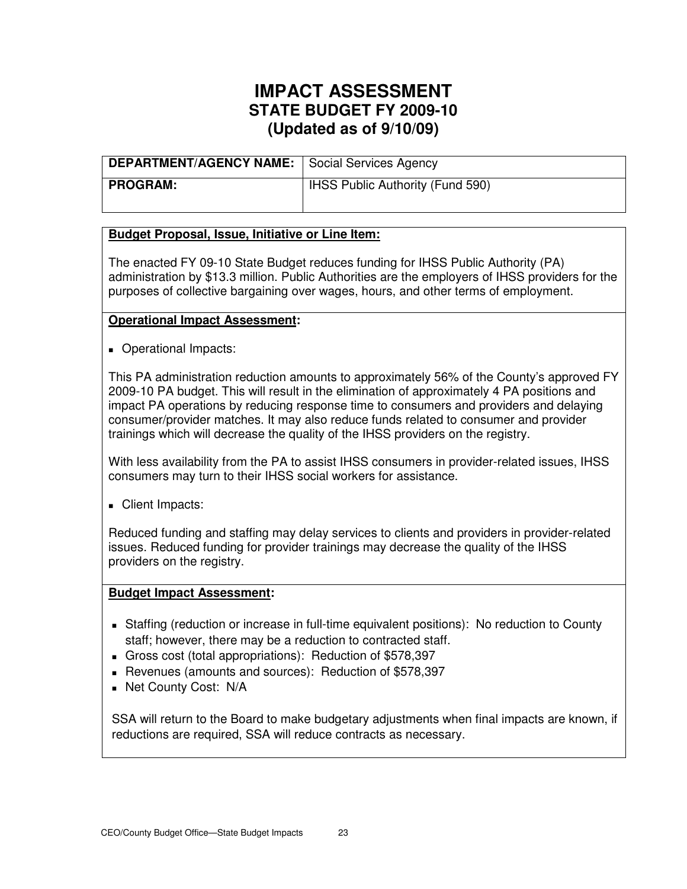# IMPACT ASSESSMENT
## STATE BUDGET FY 2009-10
## (Updated as of 9/10/09)

| **DEPARTMENT/AGENCY NAME:** | Social Services Agency |
|---|---|
| **PROGRAM:** | IHSS Public Authority (Fund 590) |

**Budget Proposal, Issue, Initiative or Line Item:**

The enacted FY 09-10 State Budget reduces funding for IHSS Public Authority (PA) administration by $13.3 million. Public Authorities are the employers of IHSS providers for the purposes of collective bargaining over wages, hours, and other terms of employment.

**Operational Impact Assessment:**

- Operational Impacts:

This PA administration reduction amounts to approximately 56% of the County's approved FY 2009-10 PA budget. This will result in the elimination of approximately 4 PA positions and impact PA operations by reducing response time to consumers and providers and delaying consumer/provider matches. It may also reduce funds related to consumer and provider trainings which will decrease the quality of the IHSS providers on the registry.

With less availability from the PA to assist IHSS consumers in provider-related issues, IHSS consumers may turn to their IHSS social workers for assistance.

- Client Impacts:

Reduced funding and staffing may delay services to clients and providers in provider-related issues. Reduced funding for provider trainings may decrease the quality of the IHSS providers on the registry.

**Budget Impact Assessment:**

- Staffing (reduction or increase in full-time equivalent positions): No reduction to County staff; however, there may be a reduction to contracted staff.
- Gross cost (total appropriations): Reduction of $578,397
- Revenues (amounts and sources): Reduction of $578,397
- Net County Cost: N/A

SSA will return to the Board to make budgetary adjustments when final impacts are known, if reductions are required, SSA will reduce contracts as necessary.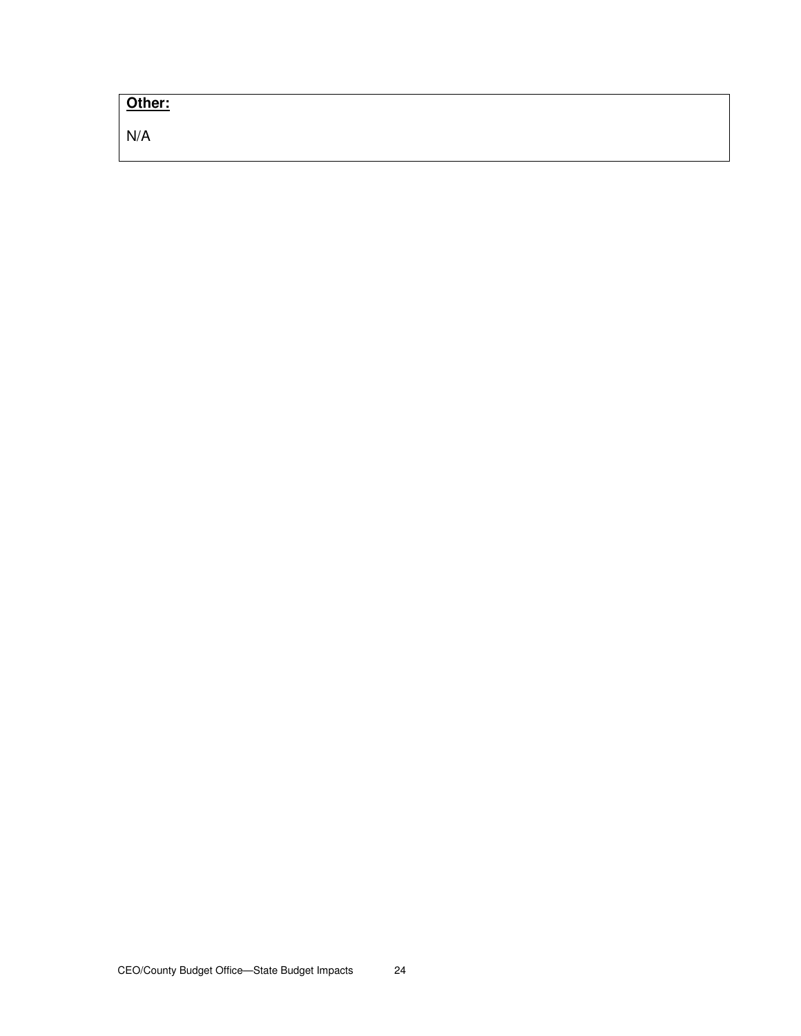**<u>Other:</u>**

N/A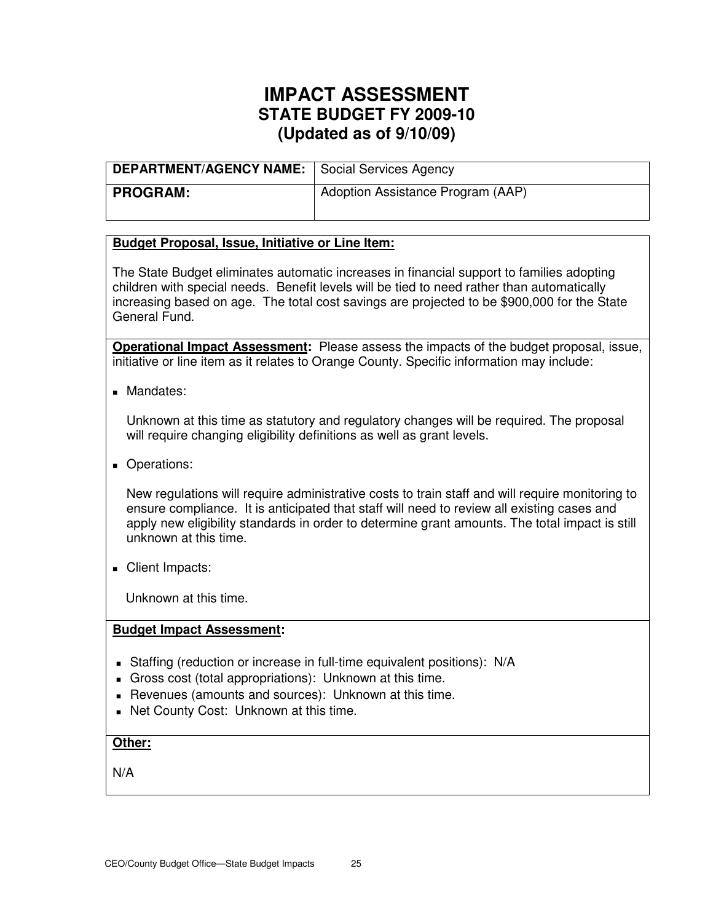# IMPACT ASSESSMENT
## STATE BUDGET FY 2009-10
## (Updated as of 9/10/09)

| **DEPARTMENT/AGENCY NAME:** | Social Services Agency |
|---|---|
| **PROGRAM:** | Adoption Assistance Program (AAP) |

**Budget Proposal, Issue, Initiative or Line Item:**

The State Budget eliminates automatic increases in financial support to families adopting children with special needs. Benefit levels will be tied to need rather than automatically increasing based on age. The total cost savings are projected to be $900,000 for the State General Fund.

**Operational Impact Assessment:** Please assess the impacts of the budget proposal, issue, initiative or line item as it relates to Orange County. Specific information may include:

- Mandates:

  Unknown at this time as statutory and regulatory changes will be required. The proposal will require changing eligibility definitions as well as grant levels.

- Operations:

  New regulations will require administrative costs to train staff and will require monitoring to ensure compliance. It is anticipated that staff will need to review all existing cases and apply new eligibility standards in order to determine grant amounts. The total impact is still unknown at this time.

- Client Impacts:

  Unknown at this time.

**Budget Impact Assessment:**

- Staffing (reduction or increase in full-time equivalent positions): N/A
- Gross cost (total appropriations): Unknown at this time.
- Revenues (amounts and sources): Unknown at this time.
- Net County Cost: Unknown at this time.

**Other:**

N/A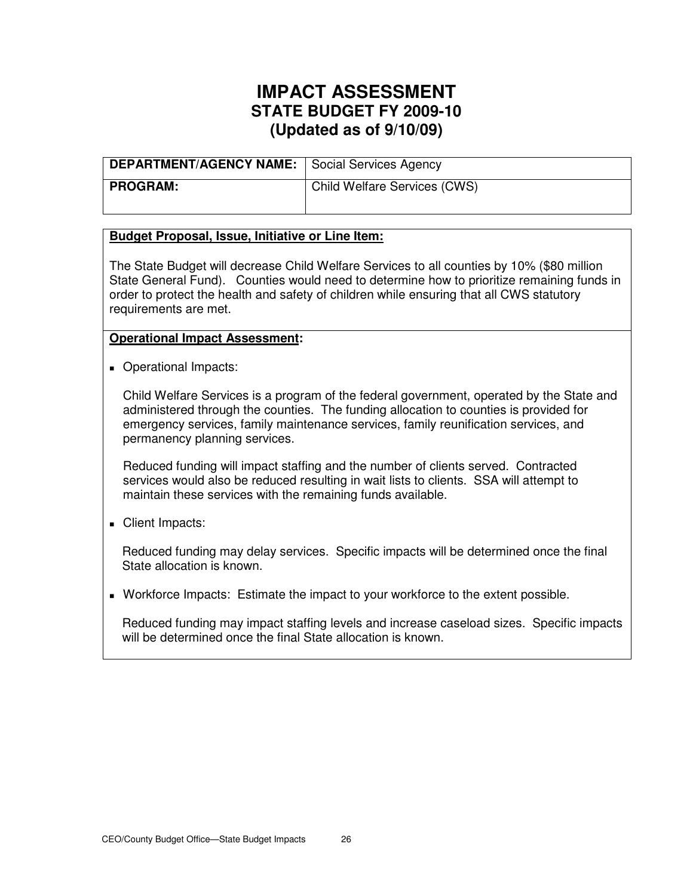# IMPACT ASSESSMENT
## STATE BUDGET FY 2009-10
## (Updated as of 9/10/09)

| DEPARTMENT/AGENCY NAME: | Social Services Agency |
|---|---|
| PROGRAM: | Child Welfare Services (CWS) |

**Budget Proposal, Issue, Initiative or Line Item:**

The State Budget will decrease Child Welfare Services to all counties by 10% ($80 million State General Fund). Counties would need to determine how to prioritize remaining funds in order to protect the health and safety of children while ensuring that all CWS statutory requirements are met.

**Operational Impact Assessment:**

- Operational Impacts:

  Child Welfare Services is a program of the federal government, operated by the State and administered through the counties. The funding allocation to counties is provided for emergency services, family maintenance services, family reunification services, and permanency planning services.

  Reduced funding will impact staffing and the number of clients served. Contracted services would also be reduced resulting in wait lists to clients. SSA will attempt to maintain these services with the remaining funds available.

- Client Impacts:

  Reduced funding may delay services. Specific impacts will be determined once the final State allocation is known.

- Workforce Impacts: Estimate the impact to your workforce to the extent possible.

  Reduced funding may impact staffing levels and increase caseload sizes. Specific impacts will be determined once the final State allocation is known.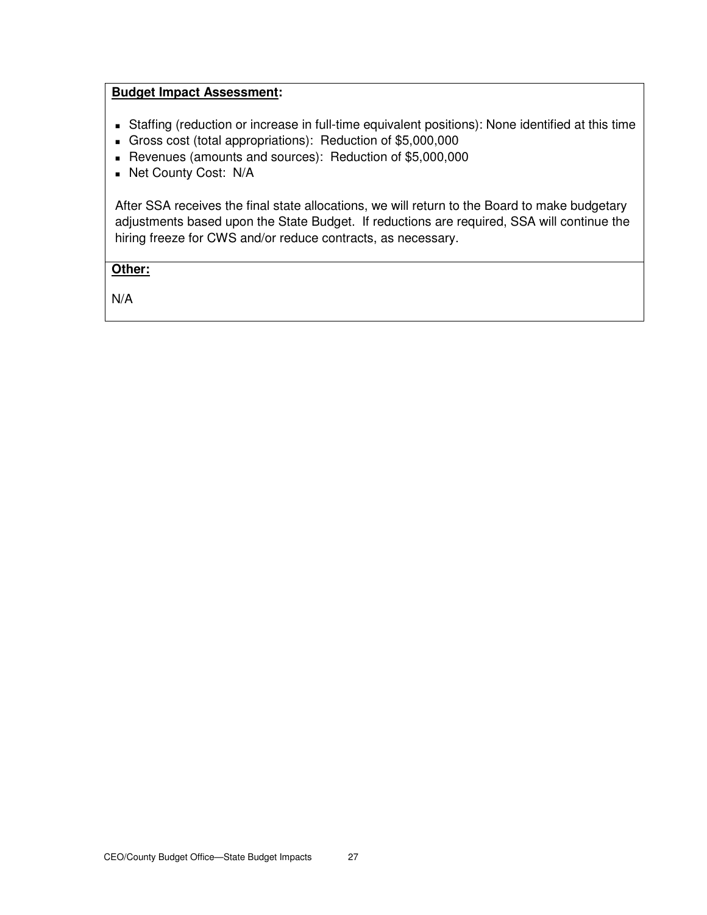**Budget Impact Assessment:**

- Staffing (reduction or increase in full-time equivalent positions): None identified at this time
- Gross cost (total appropriations): Reduction of $5,000,000
- Revenues (amounts and sources): Reduction of $5,000,000
- Net County Cost: N/A

After SSA receives the final state allocations, we will return to the Board to make budgetary adjustments based upon the State Budget. If reductions are required, SSA will continue the hiring freeze for CWS and/or reduce contracts, as necessary.

**Other:**

N/A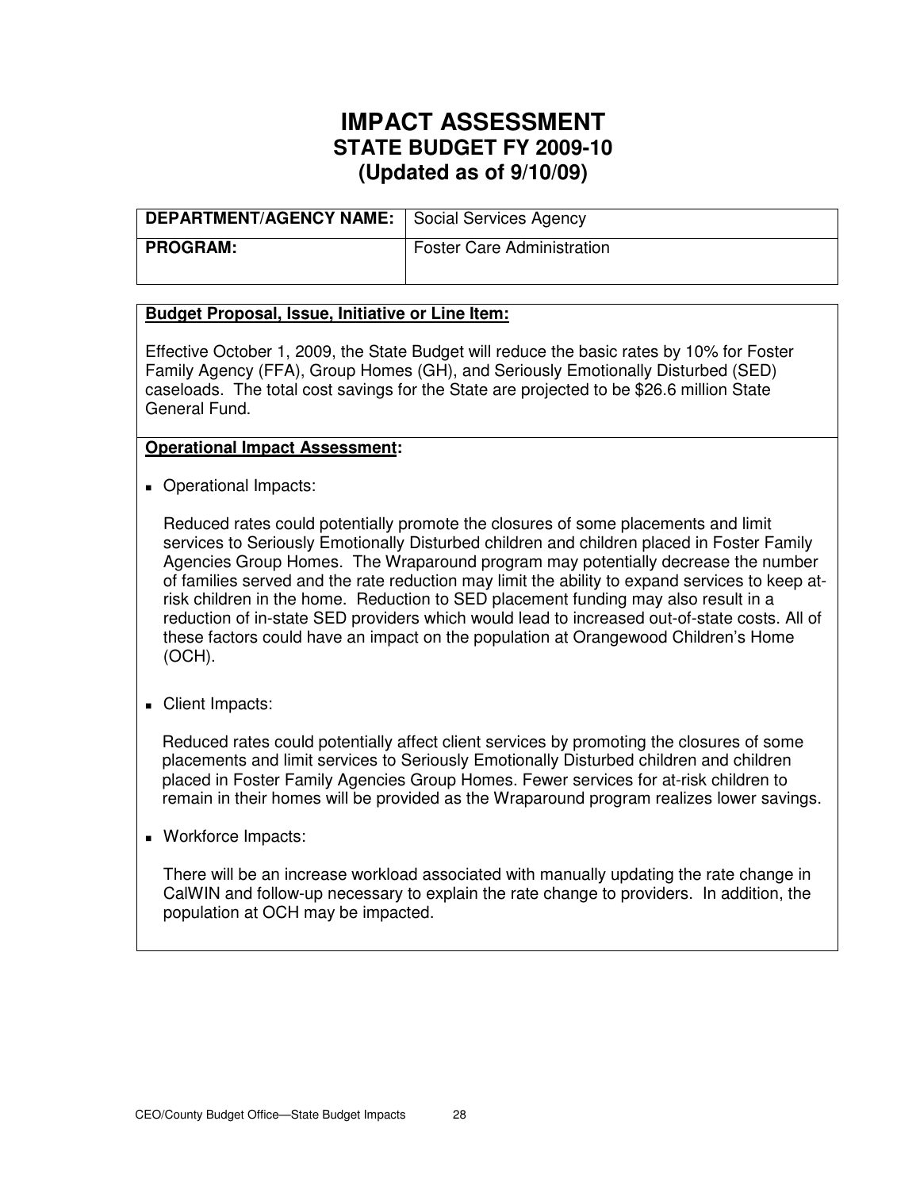# IMPACT ASSESSMENT
## STATE BUDGET FY 2009-10
## (Updated as of 9/10/09)

| **DEPARTMENT/AGENCY NAME:** | Social Services Agency |
|---|---|
| **PROGRAM:** | Foster Care Administration |

**Budget Proposal, Issue, Initiative or Line Item:**

Effective October 1, 2009, the State Budget will reduce the basic rates by 10% for Foster Family Agency (FFA), Group Homes (GH), and Seriously Emotionally Disturbed (SED) caseloads. The total cost savings for the State are projected to be $26.6 million State General Fund.

**Operational Impact Assessment:**

- Operational Impacts:

  Reduced rates could potentially promote the closures of some placements and limit services to Seriously Emotionally Disturbed children and children placed in Foster Family Agencies Group Homes. The Wraparound program may potentially decrease the number of families served and the rate reduction may limit the ability to expand services to keep at-risk children in the home. Reduction to SED placement funding may also result in a reduction of in-state SED providers which would lead to increased out-of-state costs. All of these factors could have an impact on the population at Orangewood Children's Home (OCH).

- Client Impacts:

  Reduced rates could potentially affect client services by promoting the closures of some placements and limit services to Seriously Emotionally Disturbed children and children placed in Foster Family Agencies Group Homes. Fewer services for at-risk children to remain in their homes will be provided as the Wraparound program realizes lower savings.

- Workforce Impacts:

  There will be an increase workload associated with manually updating the rate change in CalWIN and follow-up necessary to explain the rate change to providers. In addition, the population at OCH may be impacted.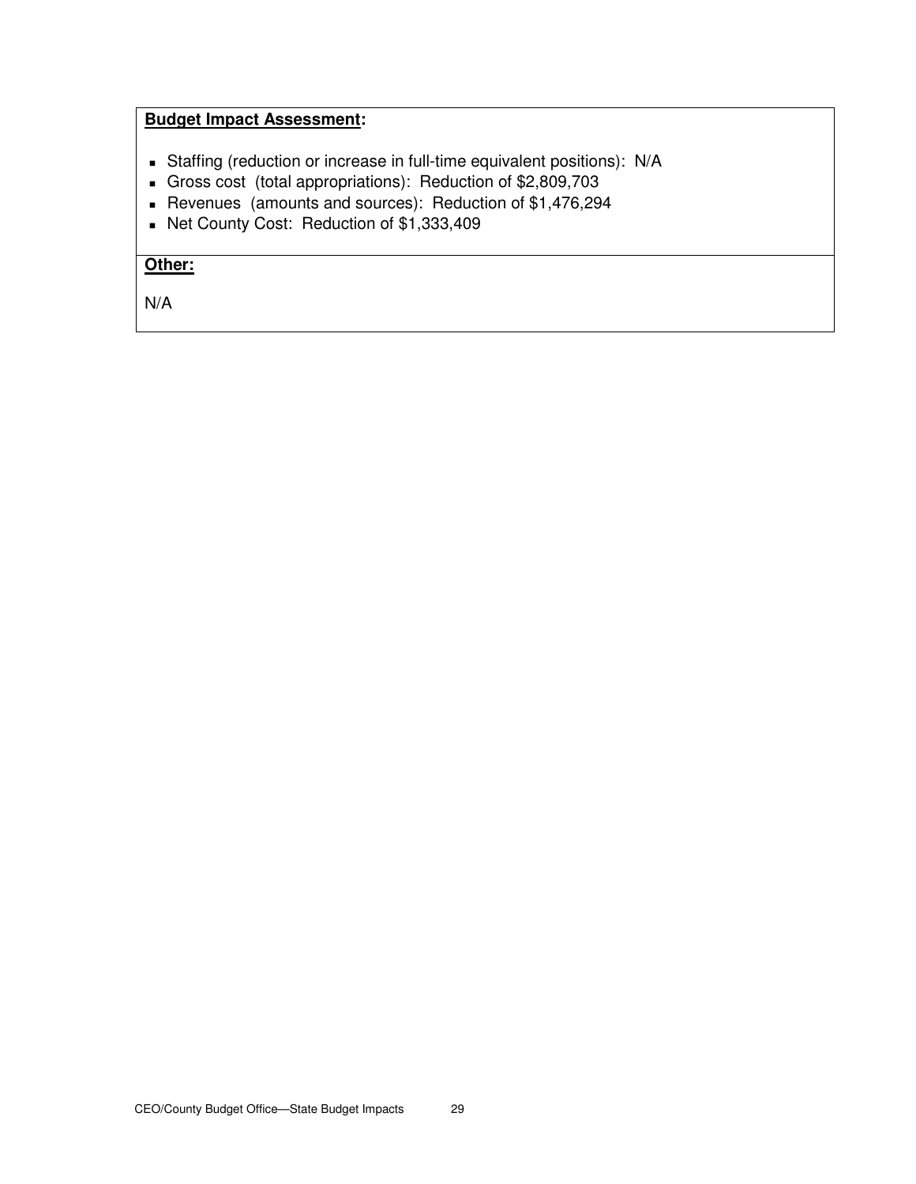**Budget Impact Assessment:**

- Staffing (reduction or increase in full-time equivalent positions): N/A
- Gross cost (total appropriations): Reduction of $2,809,703
- Revenues (amounts and sources): Reduction of $1,476,294
- Net County Cost: Reduction of $1,333,409

**Other:**

N/A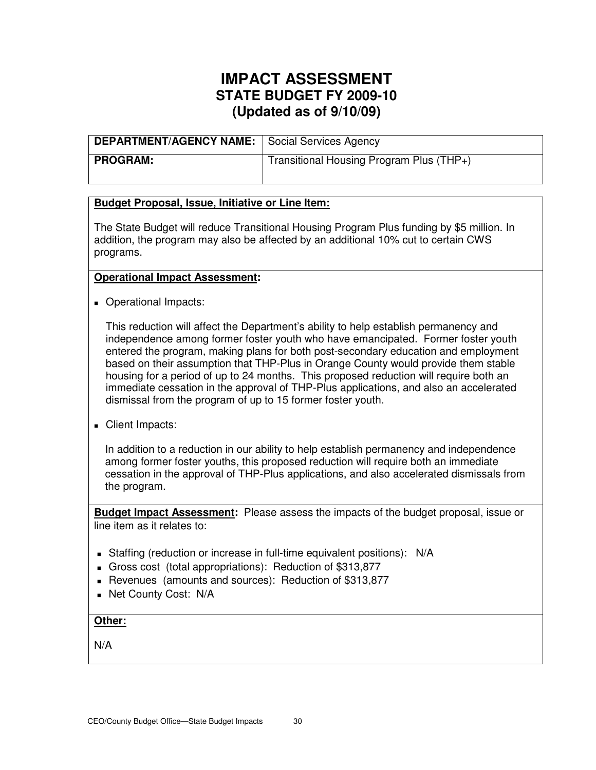# IMPACT ASSESSMENT
## STATE BUDGET FY 2009-10
## (Updated as of 9/10/09)

| DEPARTMENT/AGENCY NAME: | Social Services Agency |
| --- | --- |
| **PROGRAM:** | Transitional Housing Program Plus (THP+) |

**Budget Proposal, Issue, Initiative or Line Item:**

The State Budget will reduce Transitional Housing Program Plus funding by $5 million. In addition, the program may also be affected by an additional 10% cut to certain CWS programs.

**Operational Impact Assessment:**

- Operational Impacts:

  This reduction will affect the Department's ability to help establish permanency and independence among former foster youth who have emancipated. Former foster youth entered the program, making plans for both post-secondary education and employment based on their assumption that THP-Plus in Orange County would provide them stable housing for a period of up to 24 months. This proposed reduction will require both an immediate cessation in the approval of THP-Plus applications, and also an accelerated dismissal from the program of up to 15 former foster youth.

- Client Impacts:

  In addition to a reduction in our ability to help establish permanency and independence among former foster youths, this proposed reduction will require both an immediate cessation in the approval of THP-Plus applications, and also accelerated dismissals from the program.

**Budget Impact Assessment:** Please assess the impacts of the budget proposal, issue or line item as it relates to:

- Staffing (reduction or increase in full-time equivalent positions): N/A
- Gross cost (total appropriations): Reduction of $313,877
- Revenues (amounts and sources): Reduction of $313,877
- Net County Cost: N/A

**Other:**

N/A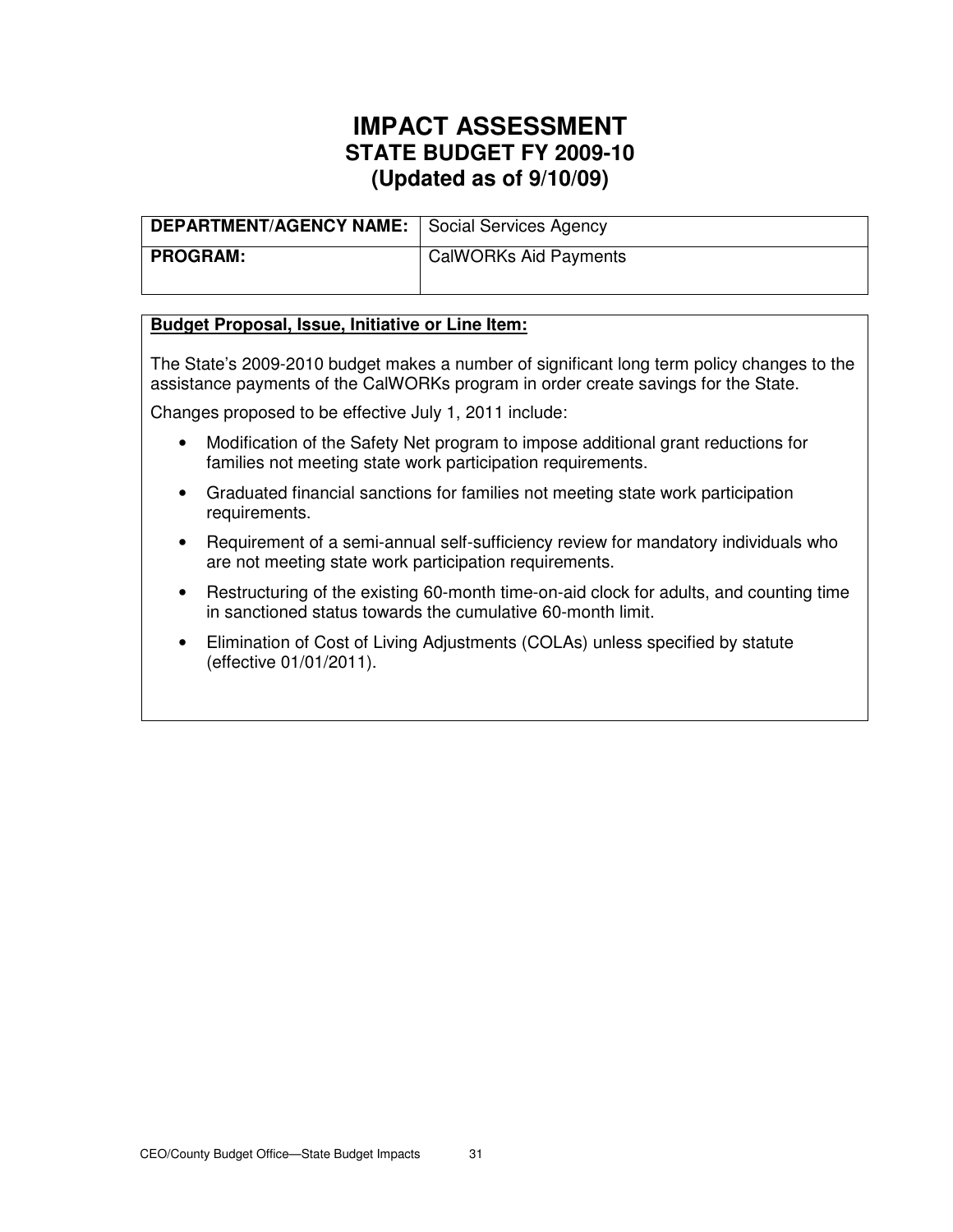# IMPACT ASSESSMENT
## STATE BUDGET FY 2009-10
## (Updated as of 9/10/09)

| DEPARTMENT/AGENCY NAME: | Social Services Agency |
| --- | --- |
| PROGRAM: | CalWORKs Aid Payments |

**Budget Proposal, Issue, Initiative or Line Item:**

The State's 2009-2010 budget makes a number of significant long term policy changes to the assistance payments of the CalWORKs program in order create savings for the State.

Changes proposed to be effective July 1, 2011 include:

- Modification of the Safety Net program to impose additional grant reductions for families not meeting state work participation requirements.
- Graduated financial sanctions for families not meeting state work participation requirements.
- Requirement of a semi-annual self-sufficiency review for mandatory individuals who are not meeting state work participation requirements.
- Restructuring of the existing 60-month time-on-aid clock for adults, and counting time in sanctioned status towards the cumulative 60-month limit.
- Elimination of Cost of Living Adjustments (COLAs) unless specified by statute (effective 01/01/2011).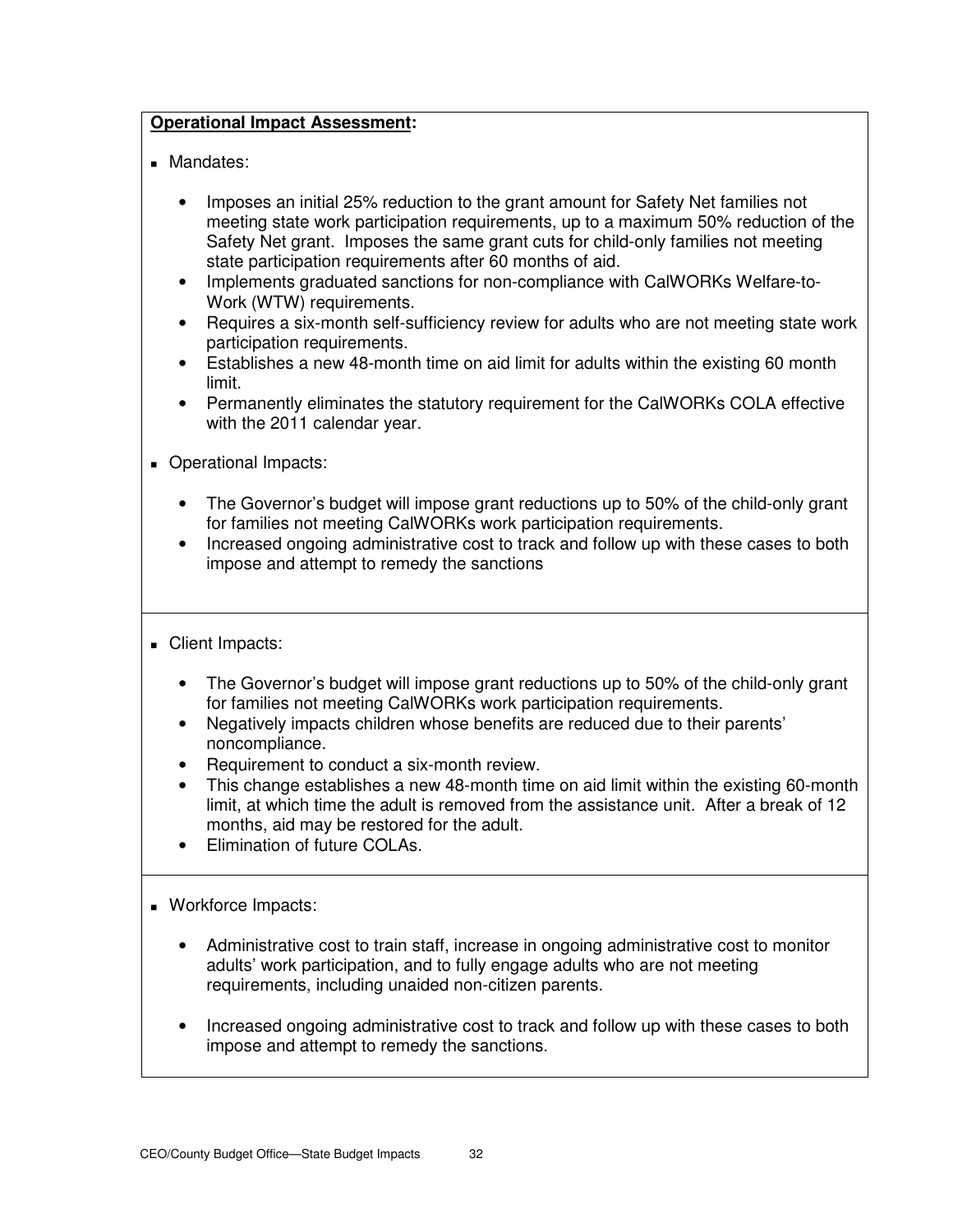**Operational Impact Assessment:**

- Mandates:

  - Imposes an initial 25% reduction to the grant amount for Safety Net families not meeting state work participation requirements, up to a maximum 50% reduction of the Safety Net grant. Imposes the same grant cuts for child-only families not meeting state participation requirements after 60 months of aid.
  - Implements graduated sanctions for non-compliance with CalWORKs Welfare-to-Work (WTW) requirements.
  - Requires a six-month self-sufficiency review for adults who are not meeting state work participation requirements.
  - Establishes a new 48-month time on aid limit for adults within the existing 60 month limit.
  - Permanently eliminates the statutory requirement for the CalWORKs COLA effective with the 2011 calendar year.

- Operational Impacts:

  - The Governor's budget will impose grant reductions up to 50% of the child-only grant for families not meeting CalWORKs work participation requirements.
  - Increased ongoing administrative cost to track and follow up with these cases to both impose and attempt to remedy the sanctions

- Client Impacts:

  - The Governor's budget will impose grant reductions up to 50% of the child-only grant for families not meeting CalWORKs work participation requirements.
  - Negatively impacts children whose benefits are reduced due to their parents' noncompliance.
  - Requirement to conduct a six-month review.
  - This change establishes a new 48-month time on aid limit within the existing 60-month limit, at which time the adult is removed from the assistance unit. After a break of 12 months, aid may be restored for the adult.
  - Elimination of future COLAs.

- Workforce Impacts:

  - Administrative cost to train staff, increase in ongoing administrative cost to monitor adults' work participation, and to fully engage adults who are not meeting requirements, including unaided non-citizen parents.

  - Increased ongoing administrative cost to track and follow up with these cases to both impose and attempt to remedy the sanctions.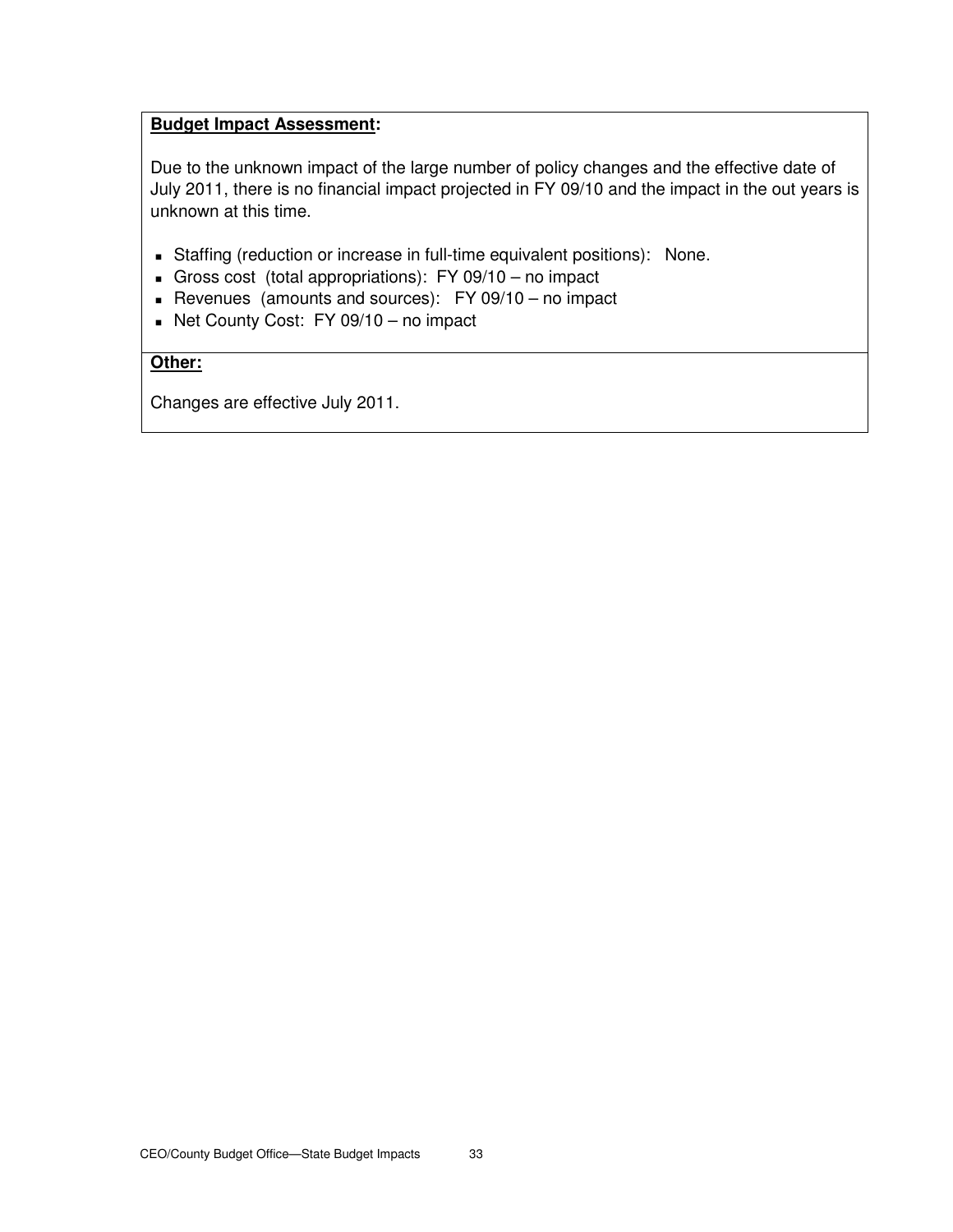**Budget Impact Assessment:**

Due to the unknown impact of the large number of policy changes and the effective date of July 2011, there is no financial impact projected in FY 09/10 and the impact in the out years is unknown at this time.

- Staffing (reduction or increase in full-time equivalent positions): None.
- Gross cost (total appropriations): FY 09/10 – no impact
- Revenues (amounts and sources): FY 09/10 – no impact
- Net County Cost: FY 09/10 – no impact

**Other:**

Changes are effective July 2011.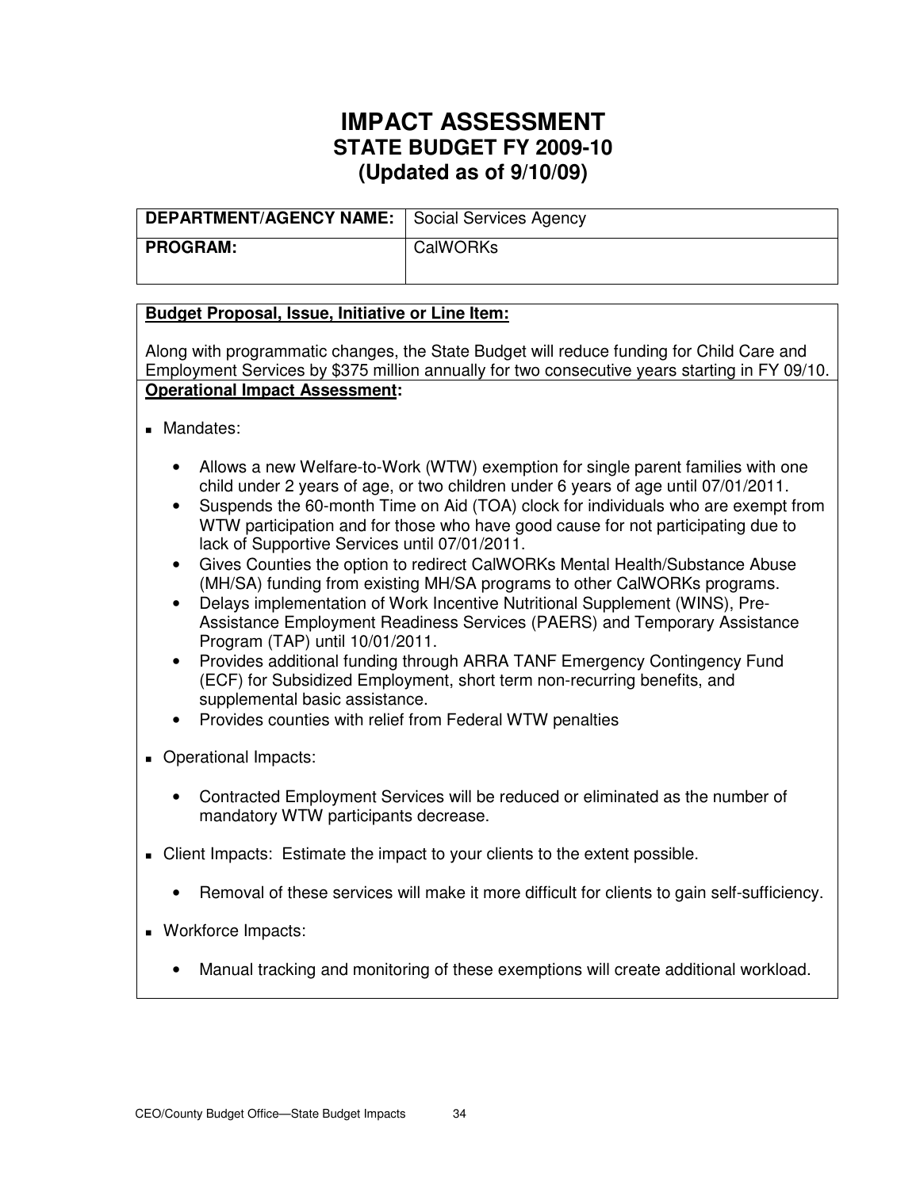# IMPACT ASSESSMENT
## STATE BUDGET FY 2009-10
## (Updated as of 9/10/09)

| DEPARTMENT/AGENCY NAME: | Social Services Agency |
|---|---|
| PROGRAM: | CalWORKs |

**Budget Proposal, Issue, Initiative or Line Item:**

Along with programmatic changes, the State Budget will reduce funding for Child Care and Employment Services by $375 million annually for two consecutive years starting in FY 09/10.

**Operational Impact Assessment:**

- Mandates:
  - Allows a new Welfare-to-Work (WTW) exemption for single parent families with one child under 2 years of age, or two children under 6 years of age until 07/01/2011.
  - Suspends the 60-month Time on Aid (TOA) clock for individuals who are exempt from WTW participation and for those who have good cause for not participating due to lack of Supportive Services until 07/01/2011.
  - Gives Counties the option to redirect CalWORKs Mental Health/Substance Abuse (MH/SA) funding from existing MH/SA programs to other CalWORKs programs.
  - Delays implementation of Work Incentive Nutritional Supplement (WINS), Pre-Assistance Employment Readiness Services (PAERS) and Temporary Assistance Program (TAP) until 10/01/2011.
  - Provides additional funding through ARRA TANF Emergency Contingency Fund (ECF) for Subsidized Employment, short term non-recurring benefits, and supplemental basic assistance.
  - Provides counties with relief from Federal WTW penalties

- Operational Impacts:
  - Contracted Employment Services will be reduced or eliminated as the number of mandatory WTW participants decrease.

- Client Impacts: Estimate the impact to your clients to the extent possible.
  - Removal of these services will make it more difficult for clients to gain self-sufficiency.

- Workforce Impacts:
  - Manual tracking and monitoring of these exemptions will create additional workload.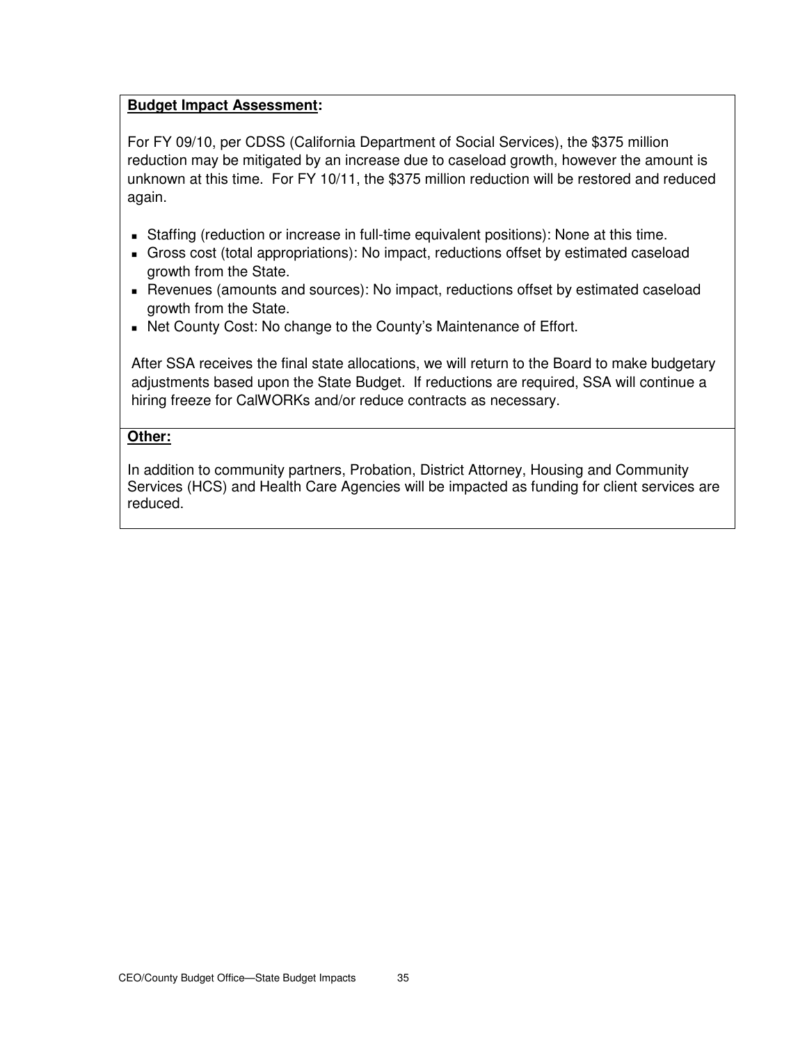**Budget Impact Assessment:**

For FY 09/10, per CDSS (California Department of Social Services), the $375 million reduction may be mitigated by an increase due to caseload growth, however the amount is unknown at this time. For FY 10/11, the $375 million reduction will be restored and reduced again.

- Staffing (reduction or increase in full-time equivalent positions): None at this time.
- Gross cost (total appropriations): No impact, reductions offset by estimated caseload growth from the State.
- Revenues (amounts and sources): No impact, reductions offset by estimated caseload growth from the State.
- Net County Cost: No change to the County's Maintenance of Effort.

After SSA receives the final state allocations, we will return to the Board to make budgetary adjustments based upon the State Budget. If reductions are required, SSA will continue a hiring freeze for CalWORKs and/or reduce contracts as necessary.

**Other:**

In addition to community partners, Probation, District Attorney, Housing and Community Services (HCS) and Health Care Agencies will be impacted as funding for client services are reduced.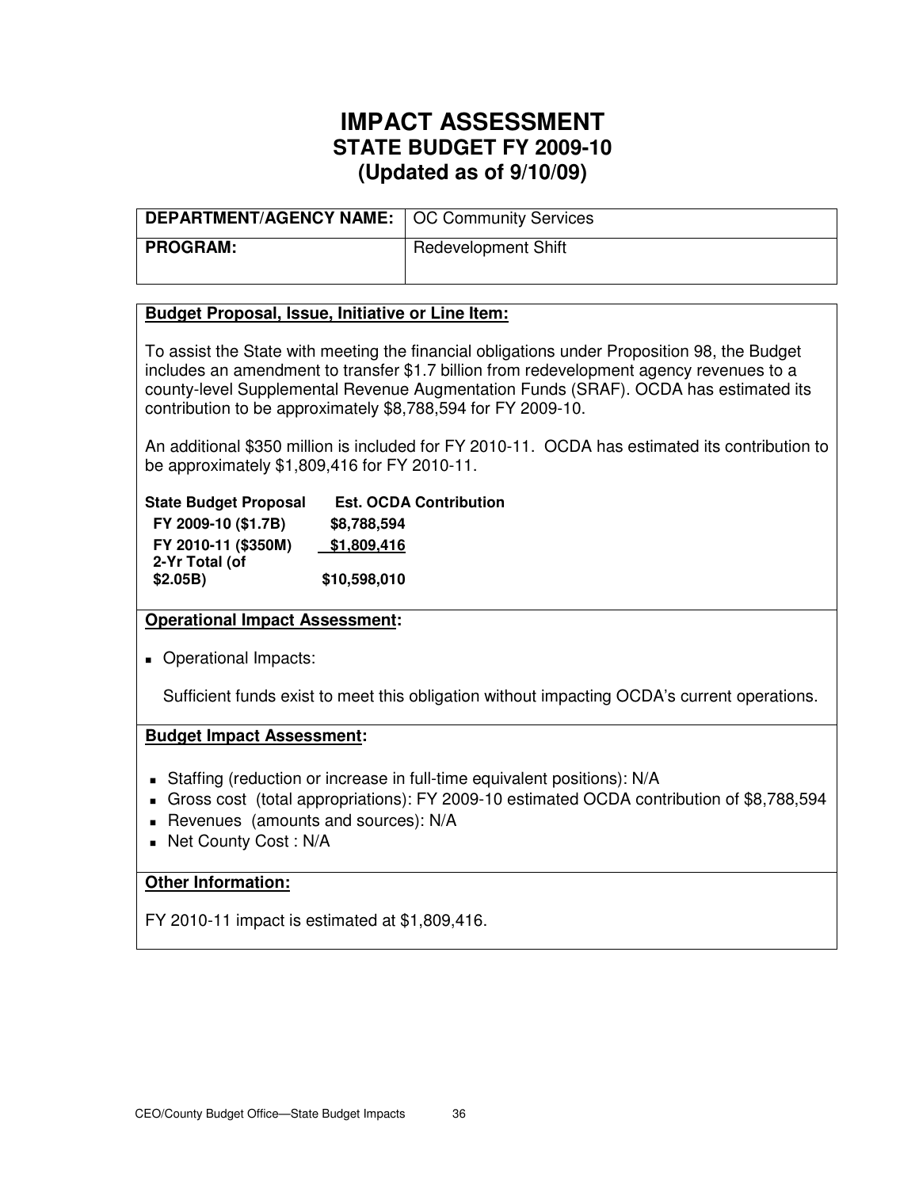# IMPACT ASSESSMENT
## STATE BUDGET FY 2009-10
## (Updated as of 9/10/09)

| **DEPARTMENT/AGENCY NAME:** | OC Community Services |
|---|---|
| **PROGRAM:** | Redevelopment Shift |

**Budget Proposal, Issue, Initiative or Line Item:**

To assist the State with meeting the financial obligations under Proposition 98, the Budget includes an amendment to transfer $1.7 billion from redevelopment agency revenues to a county-level Supplemental Revenue Augmentation Funds (SRAF). OCDA has estimated its contribution to be approximately $8,788,594 for FY 2009-10.

An additional $350 million is included for FY 2010-11. OCDA has estimated its contribution to be approximately $1,809,416 for FY 2010-11.

| **State Budget Proposal** | **Est. OCDA Contribution** |
|---|---|
| **FY 2009-10 ($1.7B)** | **$8,788,594** |
| **FY 2010-11 ($350M)** | **$1,809,416** |
| **2-Yr Total (of $2.05B)** | **$10,598,010** |

**Operational Impact Assessment:**

- Operational Impacts:

  Sufficient funds exist to meet this obligation without impacting OCDA's current operations.

**Budget Impact Assessment:**

- Staffing (reduction or increase in full-time equivalent positions): N/A
- Gross cost (total appropriations): FY 2009-10 estimated OCDA contribution of $8,788,594
- Revenues (amounts and sources): N/A
- Net County Cost : N/A

**Other Information:**

FY 2010-11 impact is estimated at $1,809,416.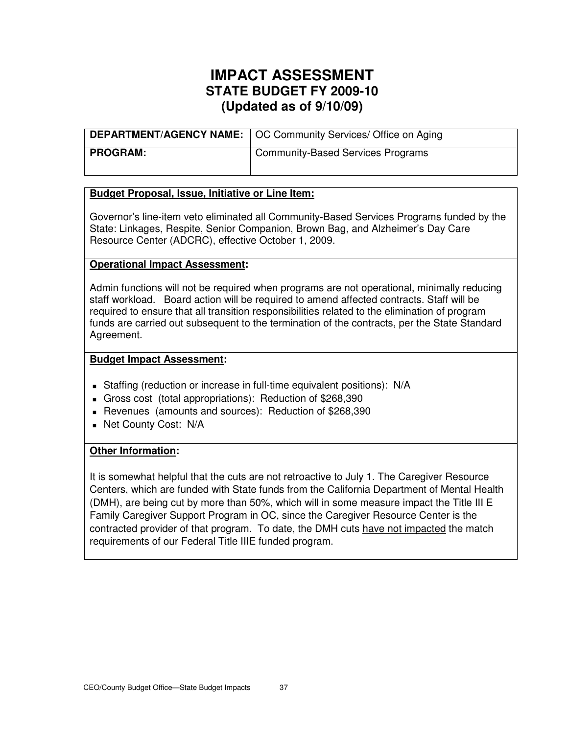# IMPACT ASSESSMENT
## STATE BUDGET FY 2009-10
## (Updated as of 9/10/09)

| **DEPARTMENT/AGENCY NAME:** | OC Community Services/ Office on Aging |
| --- | --- |
| **PROGRAM:** | Community-Based Services Programs |

**Budget Proposal, Issue, Initiative or Line Item:**

Governor's line-item veto eliminated all Community-Based Services Programs funded by the State: Linkages, Respite, Senior Companion, Brown Bag, and Alzheimer's Day Care Resource Center (ADCRC), effective October 1, 2009.

**Operational Impact Assessment:**

Admin functions will not be required when programs are not operational, minimally reducing staff workload. Board action will be required to amend affected contracts. Staff will be required to ensure that all transition responsibilities related to the elimination of program funds are carried out subsequent to the termination of the contracts, per the State Standard Agreement.

**Budget Impact Assessment:**

- Staffing (reduction or increase in full-time equivalent positions): N/A
- Gross cost (total appropriations): Reduction of $268,390
- Revenues (amounts and sources): Reduction of $268,390
- Net County Cost: N/A

**Other Information:**

It is somewhat helpful that the cuts are not retroactive to July 1. The Caregiver Resource Centers, which are funded with State funds from the California Department of Mental Health (DMH), are being cut by more than 50%, which will in some measure impact the Title III E Family Caregiver Support Program in OC, since the Caregiver Resource Center is the contracted provider of that program. To date, the DMH cuts have not impacted the match requirements of our Federal Title IIIE funded program.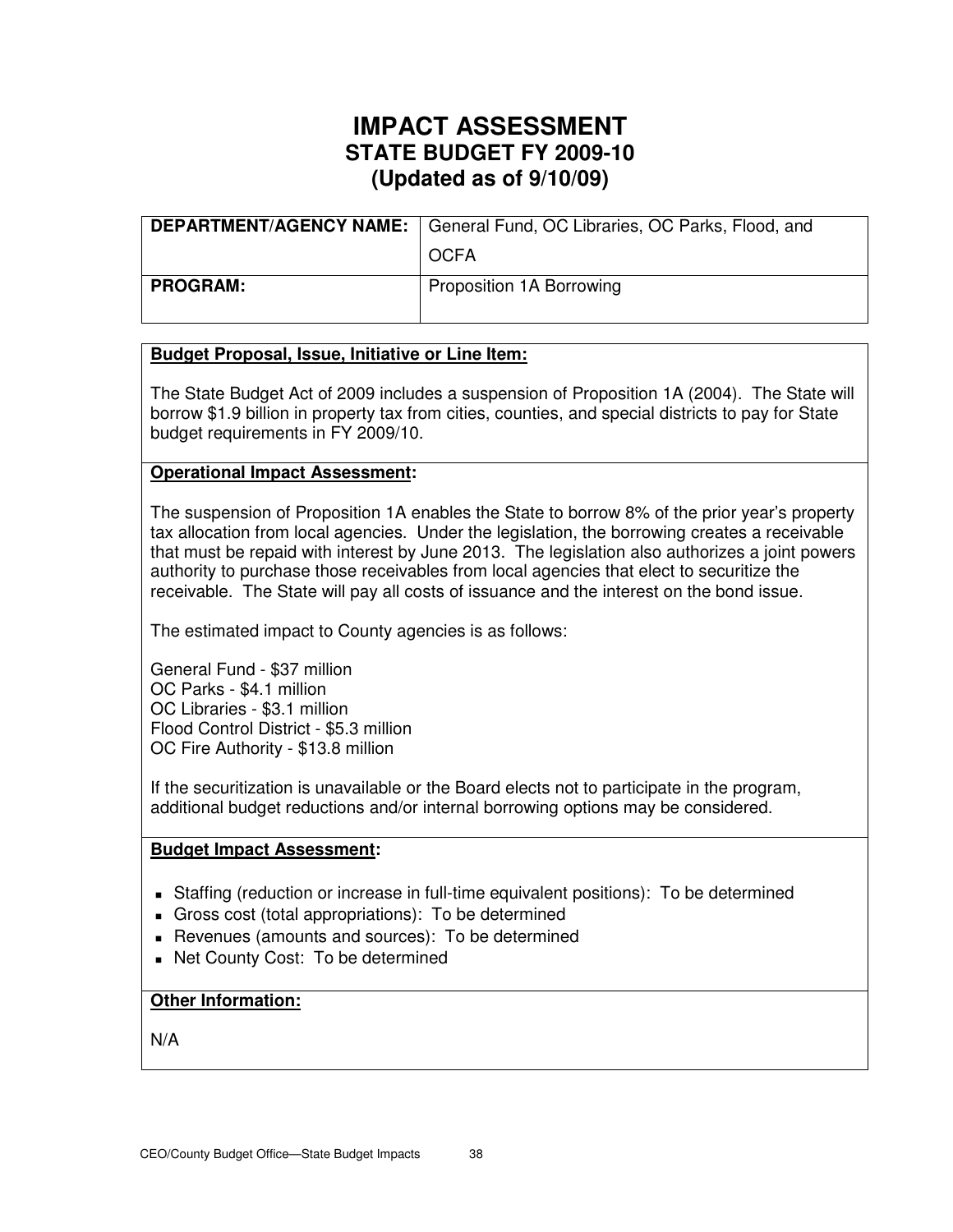# IMPACT ASSESSMENT
## STATE BUDGET FY 2009-10
## (Updated as of 9/10/09)

| | |
|---|---|
| **DEPARTMENT/AGENCY NAME:** | General Fund, OC Libraries, OC Parks, Flood, and OCFA |
| **PROGRAM:** | Proposition 1A Borrowing |

**Budget Proposal, Issue, Initiative or Line Item:**

The State Budget Act of 2009 includes a suspension of Proposition 1A (2004). The State will borrow $1.9 billion in property tax from cities, counties, and special districts to pay for State budget requirements in FY 2009/10.

**Operational Impact Assessment:**

The suspension of Proposition 1A enables the State to borrow 8% of the prior year's property tax allocation from local agencies. Under the legislation, the borrowing creates a receivable that must be repaid with interest by June 2013. The legislation also authorizes a joint powers authority to purchase those receivables from local agencies that elect to securitize the receivable. The State will pay all costs of issuance and the interest on the bond issue.

The estimated impact to County agencies is as follows:

General Fund - $37 million
OC Parks - $4.1 million
OC Libraries - $3.1 million
Flood Control District - $5.3 million
OC Fire Authority - $13.8 million

If the securitization is unavailable or the Board elects not to participate in the program, additional budget reductions and/or internal borrowing options may be considered.

**Budget Impact Assessment:**

- Staffing (reduction or increase in full-time equivalent positions): To be determined
- Gross cost (total appropriations): To be determined
- Revenues (amounts and sources): To be determined
- Net County Cost: To be determined

**Other Information:**

N/A